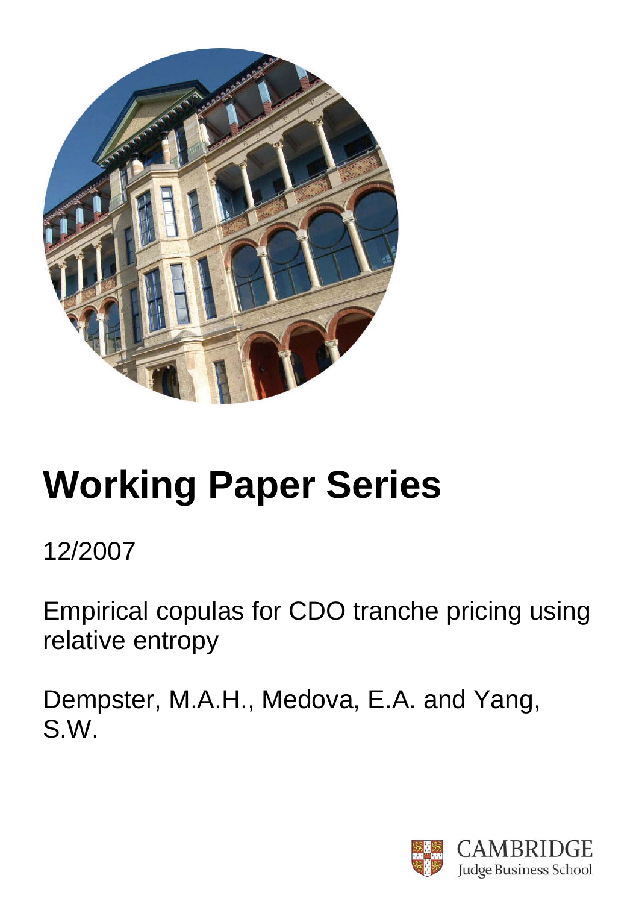# Working Paper Series

12/2007

Empirical copulas for CDO tranche pricing using relative entropy

Dempster, M.A.H., Medova, E.A. and Yang, S.W.

CAMBRIDGE
Judge Business School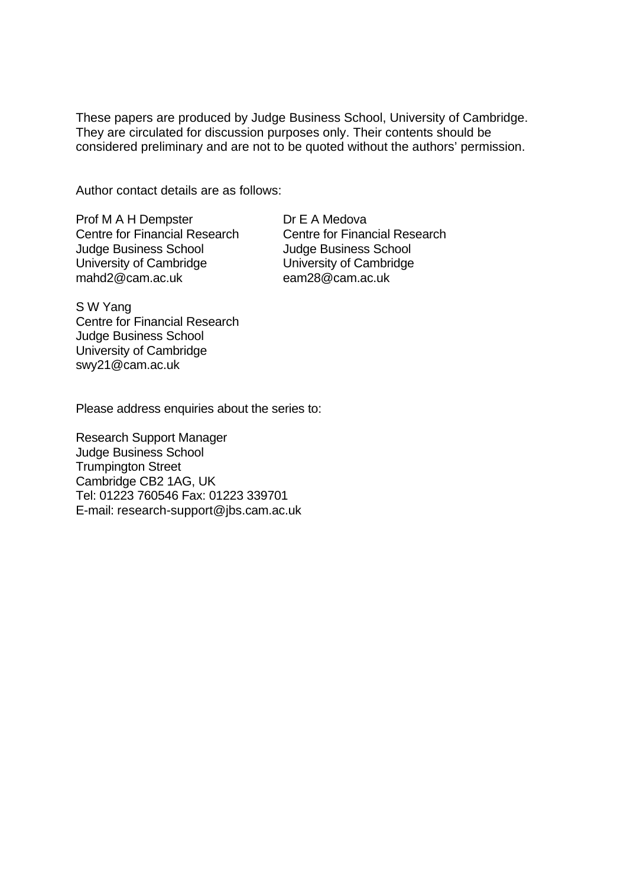These papers are produced by Judge Business School, University of Cambridge. They are circulated for discussion purposes only. Their contents should be considered preliminary and are not to be quoted without the authors' permission.

Author contact details are as follows:

Prof M A H Dempster
Centre for Financial Research
Judge Business School
University of Cambridge
mahd2@cam.ac.uk

Dr E A Medova
Centre for Financial Research
Judge Business School
University of Cambridge
eam28@cam.ac.uk

S W Yang
Centre for Financial Research
Judge Business School
University of Cambridge
swy21@cam.ac.uk

Please address enquiries about the series to:

Research Support Manager
Judge Business School
Trumpington Street
Cambridge CB2 1AG, UK
Tel: 01223 760546 Fax: 01223 339701
E-mail: research-support@jbs.cam.ac.uk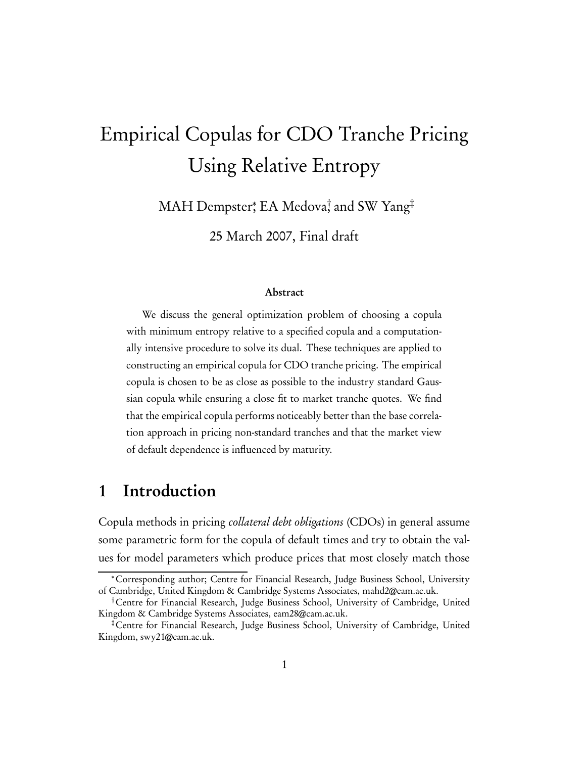# Empirical Copulas for CDO Tranche Pricing Using Relative Entropy

MAH Dempster[*], EA Medova[†] and SW Yang[‡]

25 March 2007, Final draft

### Abstract

We discuss the general optimization problem of choosing a copula with minimum entropy relative to a specified copula and a computationally intensive procedure to solve its dual. These techniques are applied to constructing an empirical copula for CDO tranche pricing. The empirical copula is chosen to be as close as possible to the industry standard Gaussian copula while ensuring a close fit to market tranche quotes. We find that the empirical copula performs noticeably better than the base correlation approach in pricing non-standard tranches and that the market view of default dependence is influenced by maturity.

## 1 Introduction

Copula methods in pricing *collateral debt obligations* (CDOs) in general assume some parametric form for the copula of default times and try to obtain the values for model parameters which produce prices that most closely match those

[*] Corresponding author; Centre for Financial Research, Judge Business School, University of Cambridge, United Kingdom & Cambridge Systems Associates, mahd2@cam.ac.uk.

[†] Centre for Financial Research, Judge Business School, University of Cambridge, United Kingdom & Cambridge Systems Associates, eam28@cam.ac.uk.

[‡] Centre for Financial Research, Judge Business School, University of Cambridge, United Kingdom, swy21@cam.ac.uk.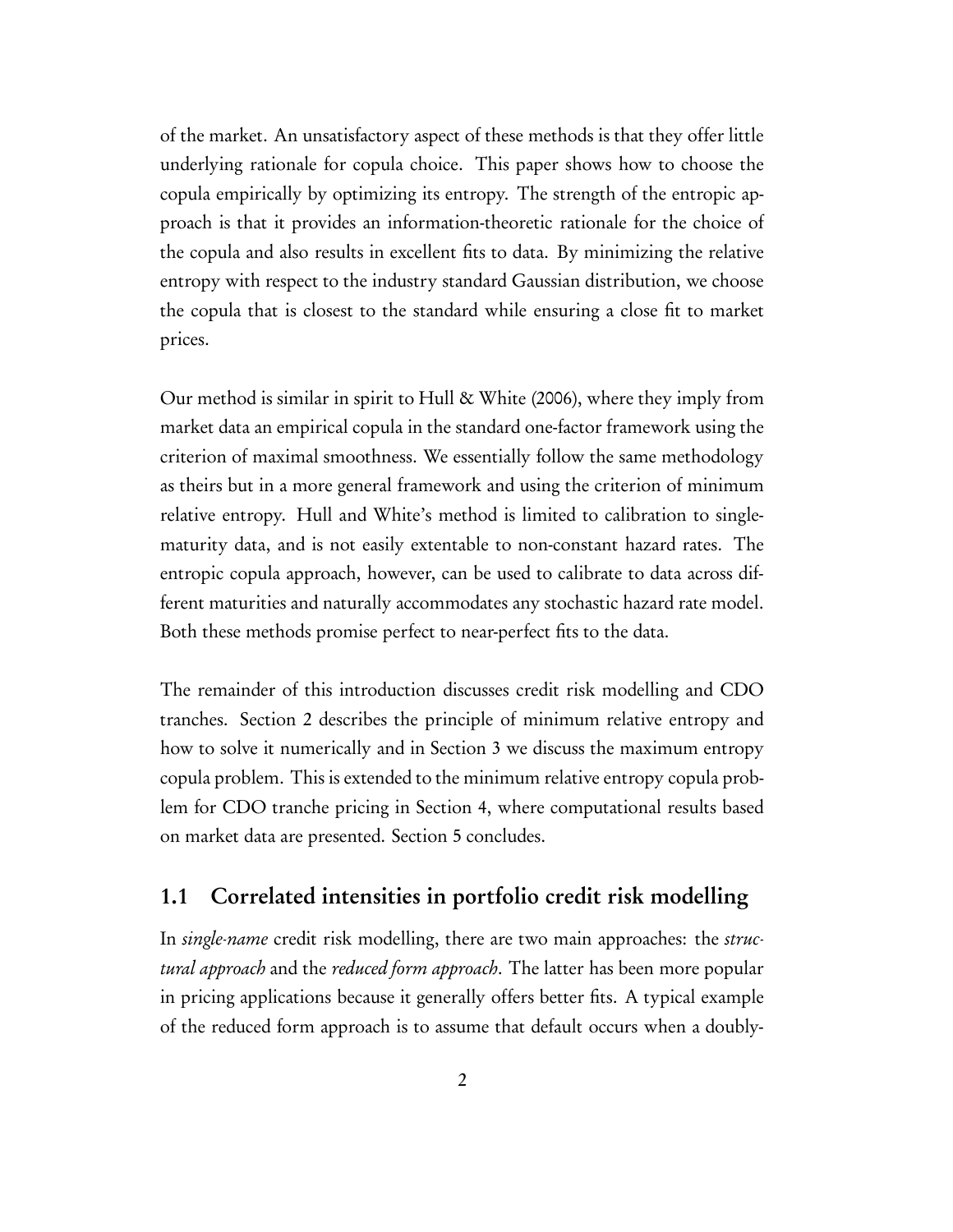of the market. An unsatisfactory aspect of these methods is that they offer little underlying rationale for copula choice. This paper shows how to choose the copula empirically by optimizing its entropy. The strength of the entropic approach is that it provides an information-theoretic rationale for the choice of the copula and also results in excellent fits to data. By minimizing the relative entropy with respect to the industry standard Gaussian distribution, we choose the copula that is closest to the standard while ensuring a close fit to market prices.

Our method is similar in spirit to Hull & White (2006), where they imply from market data an empirical copula in the standard one-factor framework using the criterion of maximal smoothness. We essentially follow the same methodology as theirs but in a more general framework and using the criterion of minimum relative entropy. Hull and White's method is limited to calibration to single-maturity data, and is not easily extentable to non-constant hazard rates. The entropic copula approach, however, can be used to calibrate to data across different maturities and naturally accommodates any stochastic hazard rate model. Both these methods promise perfect to near-perfect fits to the data.

The remainder of this introduction discusses credit risk modelling and CDO tranches. Section 2 describes the principle of minimum relative entropy and how to solve it numerically and in Section 3 we discuss the maximum entropy copula problem. This is extended to the minimum relative entropy copula problem for CDO tranche pricing in Section 4, where computational results based on market data are presented. Section 5 concludes.

## 1.1 Correlated intensities in portfolio credit risk modelling

In *single-name* credit risk modelling, there are two main approaches: the *structural approach* and the *reduced form approach*. The latter has been more popular in pricing applications because it generally offers better fits. A typical example of the reduced form approach is to assume that default occurs when a doubly-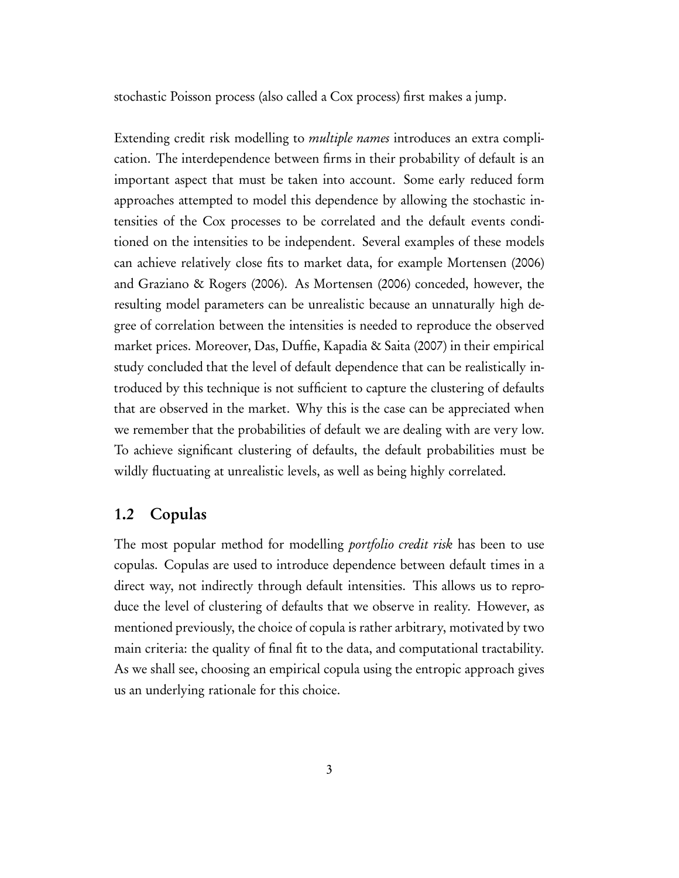stochastic Poisson process (also called a Cox process) first makes a jump.

Extending credit risk modelling to *multiple names* introduces an extra complication. The interdependence between firms in their probability of default is an important aspect that must be taken into account. Some early reduced form approaches attempted to model this dependence by allowing the stochastic intensities of the Cox processes to be correlated and the default events conditioned on the intensities to be independent. Several examples of these models can achieve relatively close fits to market data, for example Mortensen (2006) and Graziano & Rogers (2006). As Mortensen (2006) conceded, however, the resulting model parameters can be unrealistic because an unnaturally high degree of correlation between the intensities is needed to reproduce the observed market prices. Moreover, Das, Duffie, Kapadia & Saita (2007) in their empirical study concluded that the level of default dependence that can be realistically introduced by this technique is not sufficient to capture the clustering of defaults that are observed in the market. Why this is the case can be appreciated when we remember that the probabilities of default we are dealing with are very low. To achieve significant clustering of defaults, the default probabilities must be wildly fluctuating at unrealistic levels, as well as being highly correlated.

## 1.2 Copulas

The most popular method for modelling *portfolio credit risk* has been to use copulas. Copulas are used to introduce dependence between default times in a direct way, not indirectly through default intensities. This allows us to reproduce the level of clustering of defaults that we observe in reality. However, as mentioned previously, the choice of copula is rather arbitrary, motivated by two main criteria: the quality of final fit to the data, and computational tractability. As we shall see, choosing an empirical copula using the entropic approach gives us an underlying rationale for this choice.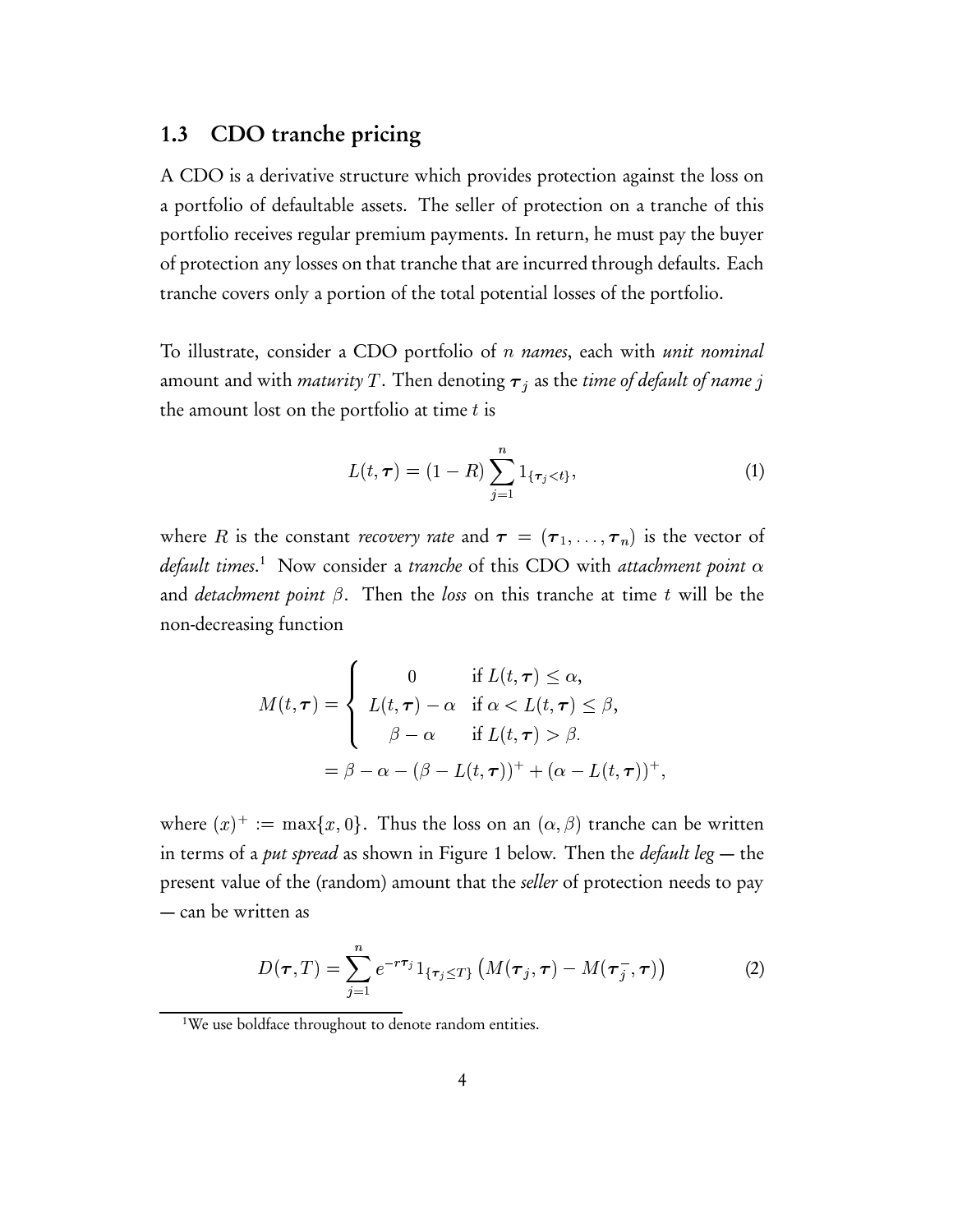## 1.3 CDO tranche pricing

A CDO is a derivative structure which provides protection against the loss on a portfolio of defaultable assets. The seller of protection on a tranche of this portfolio receives regular premium payments. In return, he must pay the buyer of protection any losses on that tranche that are incurred through defaults. Each tranche covers only a portion of the total potential losses of the portfolio.

To illustrate, consider a CDO portfolio of $n$ *names*, each with *unit nominal* amount and with *maturity* $T$. Then denoting $\boldsymbol{\tau}_j$ as the *time of default of name* $j$ the amount lost on the portfolio at time $t$ is

$$L(t, \boldsymbol{\tau}) = (1 - R) \sum_{j=1}^{n} 1_{\{\boldsymbol{\tau}_j < t\}}, \tag{1}$$

where $R$ is the constant *recovery rate* and $\boldsymbol{\tau} = (\boldsymbol{\tau}_1, \ldots, \boldsymbol{\tau}_n)$ is the vector of *default times*.[1] Now consider a *tranche* of this CDO with *attachment point* $\alpha$ and *detachment point* $\beta$. Then the *loss* on this tranche at time $t$ will be the non-decreasing function

$$\begin{aligned} M(t, \boldsymbol{\tau}) &= \begin{cases} 0 & \text{if } L(t, \boldsymbol{\tau}) \leq \alpha, \\ L(t, \boldsymbol{\tau}) - \alpha & \text{if } \alpha < L(t, \boldsymbol{\tau}) \leq \beta, \\ \beta - \alpha & \text{if } L(t, \boldsymbol{\tau}) > \beta. \end{cases} \\ &= \beta - \alpha - (\beta - L(t, \boldsymbol{\tau}))^+ + (\alpha - L(t, \boldsymbol{\tau}))^+, \end{aligned}$$

where $(x)^+ := \max\{x, 0\}$. Thus the loss on an $(\alpha, \beta)$ tranche can be written in terms of a *put spread* as shown in Figure 1 below. Then the *default leg* — the present value of the (random) amount that the *seller* of protection needs to pay — can be written as

$$D(\boldsymbol{\tau}, T) = \sum_{j=1}^{n} e^{-r\boldsymbol{\tau}_j} 1_{\{\boldsymbol{\tau}_j \leq T\}} \left( M(\boldsymbol{\tau}_j, \boldsymbol{\tau}) - M(\boldsymbol{\tau}_j^-, \boldsymbol{\tau}) \right) \tag{2}$$

[1] We use boldface throughout to denote random entities.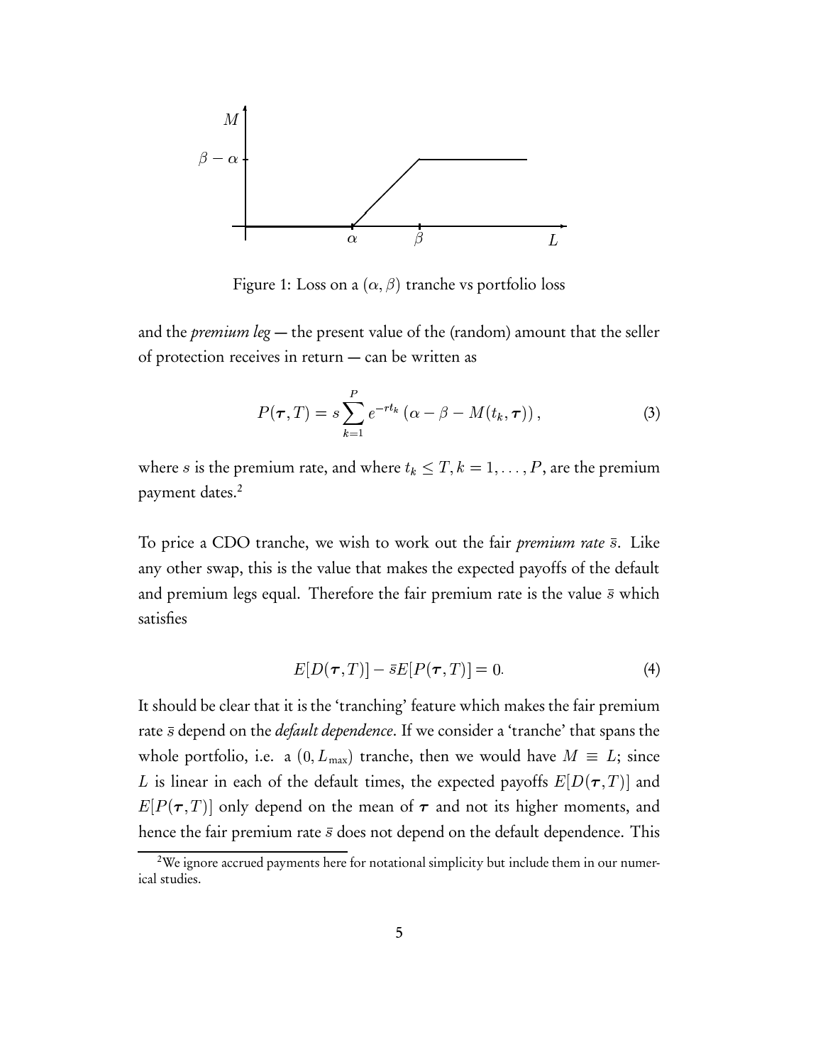Figure 1: Loss on a $(\alpha, \beta)$ tranche vs portfolio loss

and the *premium leg* — the present value of the (random) amount that the seller of protection receives in return — can be written as

$$P(\boldsymbol{\tau}, T) = s \sum_{k=1}^{P} e^{-rt_k} \left(\alpha - \beta - M(t_k, \boldsymbol{\tau})\right), \tag{3}$$

where $s$ is the premium rate, and where $t_k \leq T, k = 1, \ldots, P$, are the premium payment dates.[2]

To price a CDO tranche, we wish to work out the fair *premium rate* $\bar{s}$. Like any other swap, this is the value that makes the expected payoffs of the default and premium legs equal. Therefore the fair premium rate is the value $\bar{s}$ which satisfies

$$E[D(\boldsymbol{\tau}, T)] - \bar{s}E[P(\boldsymbol{\tau}, T)] = 0. \tag{4}$$

It should be clear that it is the 'tranching' feature which makes the fair premium rate $\bar{s}$ depend on the *default dependence*. If we consider a 'tranche' that spans the whole portfolio, i.e. a $(0, L_{\max})$ tranche, then we would have $M \equiv L$; since $L$ is linear in each of the default times, the expected payoffs $E[D(\boldsymbol{\tau}, T)]$ and $E[P(\boldsymbol{\tau}, T)]$ only depend on the mean of $\boldsymbol{\tau}$ and not its higher moments, and hence the fair premium rate $\bar{s}$ does not depend on the default dependence. This

[2] We ignore accrued payments here for notational simplicity but include them in our numerical studies.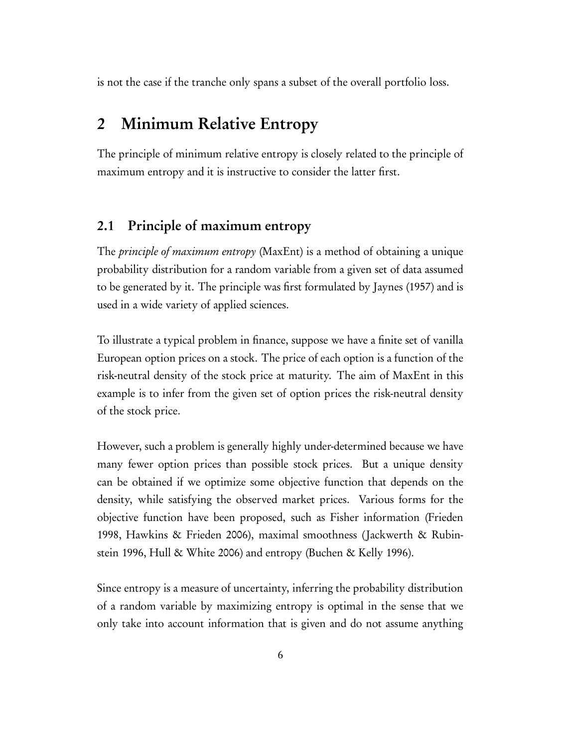is not the case if the tranche only spans a subset of the overall portfolio loss.

## 2 Minimum Relative Entropy

The principle of minimum relative entropy is closely related to the principle of maximum entropy and it is instructive to consider the latter first.

### 2.1 Principle of maximum entropy

The *principle of maximum entropy* (MaxEnt) is a method of obtaining a unique probability distribution for a random variable from a given set of data assumed to be generated by it. The principle was first formulated by Jaynes (1957) and is used in a wide variety of applied sciences.

To illustrate a typical problem in finance, suppose we have a finite set of vanilla European option prices on a stock. The price of each option is a function of the risk-neutral density of the stock price at maturity. The aim of MaxEnt in this example is to infer from the given set of option prices the risk-neutral density of the stock price.

However, such a problem is generally highly under-determined because we have many fewer option prices than possible stock prices. But a unique density can be obtained if we optimize some objective function that depends on the density, while satisfying the observed market prices. Various forms for the objective function have been proposed, such as Fisher information (Frieden 1998, Hawkins & Frieden 2006), maximal smoothness (Jackwerth & Rubinstein 1996, Hull & White 2006) and entropy (Buchen & Kelly 1996).

Since entropy is a measure of uncertainty, inferring the probability distribution of a random variable by maximizing entropy is optimal in the sense that we only take into account information that is given and do not assume anything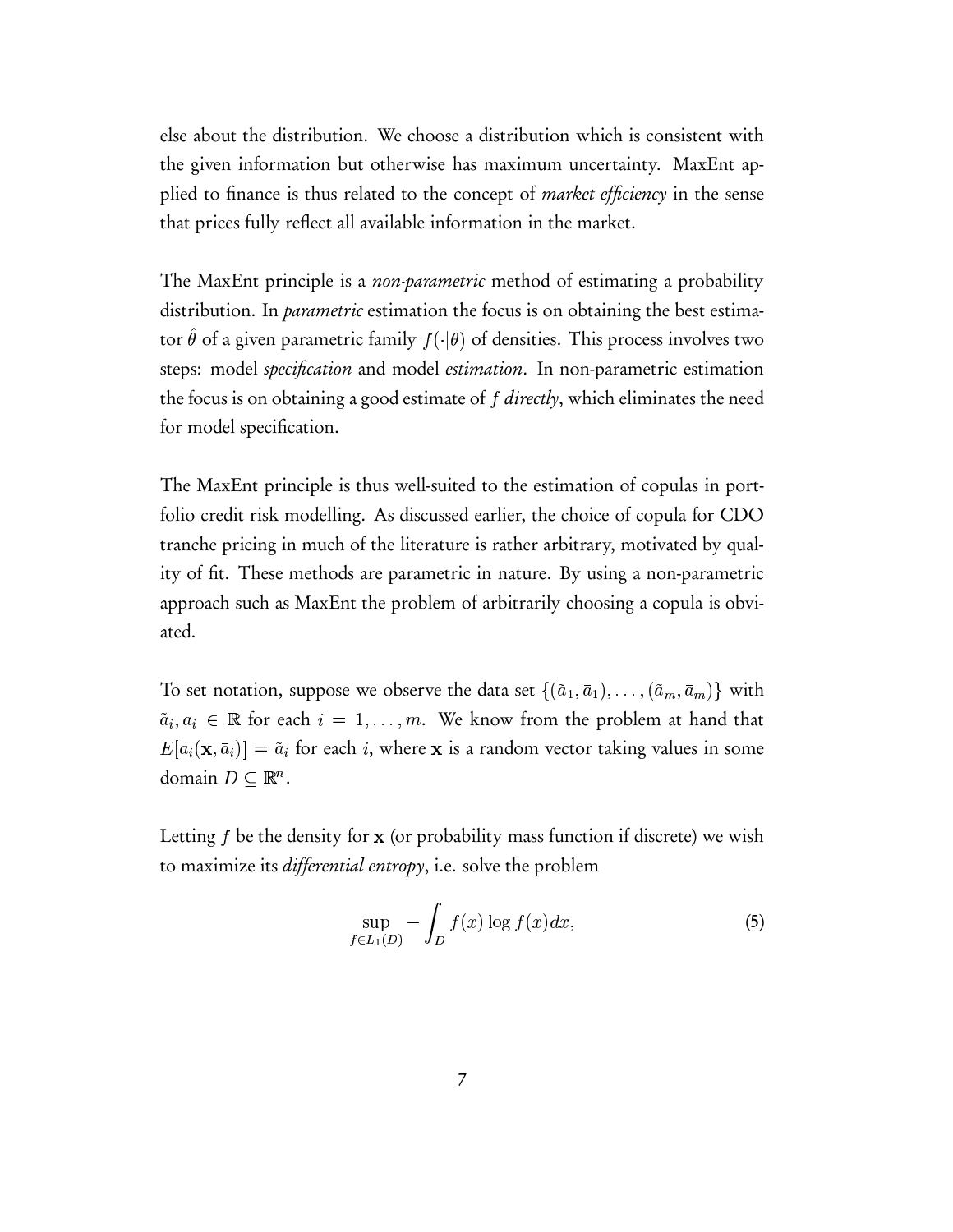else about the distribution. We choose a distribution which is consistent with the given information but otherwise has maximum uncertainty. MaxEnt applied to finance is thus related to the concept of *market efficiency* in the sense that prices fully reflect all available information in the market.

The MaxEnt principle is a *non-parametric* method of estimating a probability distribution. In *parametric* estimation the focus is on obtaining the best estimator $\hat{\theta}$ of a given parametric family $f(\cdot|\theta)$ of densities. This process involves two steps: model *specification* and model *estimation*. In non-parametric estimation the focus is on obtaining a good estimate of $f$ *directly*, which eliminates the need for model specification.

The MaxEnt principle is thus well-suited to the estimation of copulas in portfolio credit risk modelling. As discussed earlier, the choice of copula for CDO tranche pricing in much of the literature is rather arbitrary, motivated by quality of fit. These methods are parametric in nature. By using a non-parametric approach such as MaxEnt the problem of arbitrarily choosing a copula is obviated.

To set notation, suppose we observe the data set $\{(\tilde{a}_1, \bar{a}_1), \ldots, (\tilde{a}_m, \bar{a}_m)\}$ with $\tilde{a}_i, \bar{a}_i \in \mathbb{R}$ for each $i = 1, \ldots, m$. We know from the problem at hand that $E[a_i(\mathbf{x}, \bar{a}_i)] = \tilde{a}_i$ for each $i$, where $\mathbf{x}$ is a random vector taking values in some domain $D \subseteq \mathbb{R}^n$.

Letting $f$ be the density for $\mathbf{x}$ (or probability mass function if discrete) we wish to maximize its *differential entropy*, i.e. solve the problem

$$\sup_{f \in L_1(D)} -\int_D f(x) \log f(x) dx, \tag{5}$$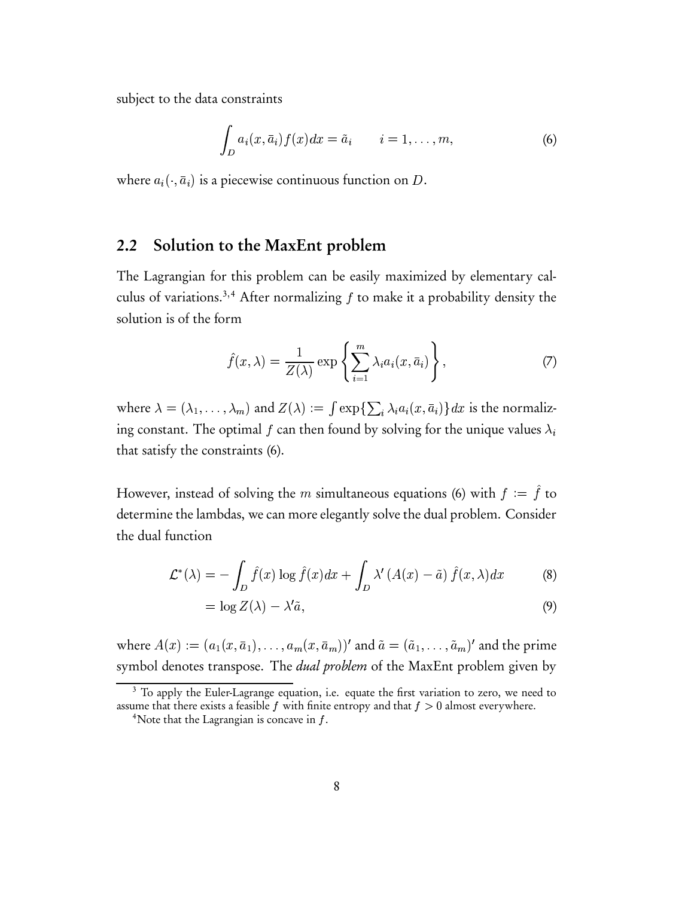subject to the data constraints

$$\int_D a_i(x, \bar{a}_i) f(x) dx = \tilde{a}_i \qquad i = 1, \ldots, m, \tag{6}$$

where $a_i(\cdot, \bar{a}_i)$ is a piecewise continuous function on $D$.

## 2.2 Solution to the MaxEnt problem

The Lagrangian for this problem can be easily maximized by elementary calculus of variations.[3,4] After normalizing $f$ to make it a probability density the solution is of the form

$$\hat{f}(x, \lambda) = \frac{1}{Z(\lambda)} \exp\left\{ \sum_{i=1}^{m} \lambda_i a_i(x, \bar{a}_i) \right\}, \tag{7}$$

where $\lambda = (\lambda_1, \ldots, \lambda_m)$ and $Z(\lambda) := \int \exp\{\sum_i \lambda_i a_i(x, \bar{a}_i)\} dx$ is the normalizing constant. The optimal $f$ can then found by solving for the unique values $\lambda_i$ that satisfy the constraints (6).

However, instead of solving the $m$ simultaneous equations (6) with $f := \hat{f}$ to determine the lambdas, we can more elegantly solve the dual problem. Consider the dual function

$$\mathcal{L}^*(\lambda) = -\int_D \hat{f}(x) \log \hat{f}(x) dx + \int_D \lambda' \left( A(x) - \tilde{a} \right) \hat{f}(x, \lambda) dx \tag{8}$$

$$= \log Z(\lambda) - \lambda' \tilde{a}, \tag{9}$$

where $A(x) := (a_1(x, \bar{a}_1), \ldots, a_m(x, \bar{a}_m))'$ and $\tilde{a} = (\tilde{a}_1, \ldots, \tilde{a}_m)'$ and the prime symbol denotes transpose. The *dual problem* of the MaxEnt problem given by

[3] To apply the Euler-Lagrange equation, i.e. equate the first variation to zero, we need to assume that there exists a feasible $f$ with finite entropy and that $f > 0$ almost everywhere.

[4] Note that the Lagrangian is concave in $f$.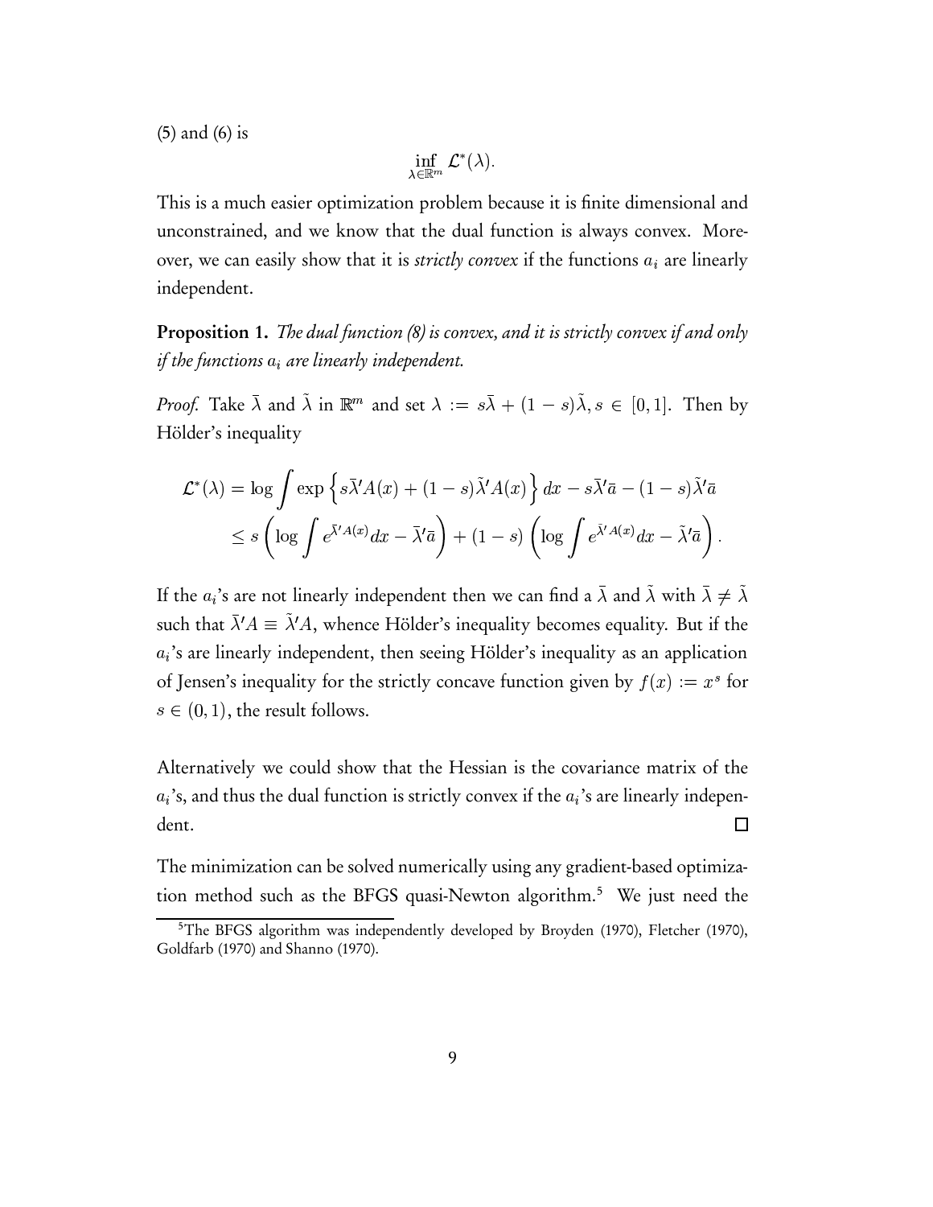(5) and (6) is

$$\inf_{\lambda \in \mathbb{R}^m} \mathcal{L}^*(\lambda).$$

This is a much easier optimization problem because it is finite dimensional and unconstrained, and we know that the dual function is always convex. Moreover, we can easily show that it is *strictly convex* if the functions $a_i$ are linearly independent.

**Proposition 1.** *The dual function (8) is convex, and it is strictly convex if and only if the functions $a_i$ are linearly independent.*

*Proof.* Take $\bar{\lambda}$ and $\tilde{\lambda}$ in $\mathbb{R}^m$ and set $\lambda := s\bar{\lambda} + (1-s)\tilde{\lambda}, s \in [0,1]$. Then by Hölder's inequality

$$\begin{aligned}
\mathcal{L}^*(\lambda) &= \log \int \exp\left\{ s\bar{\lambda}' A(x) + (1-s)\tilde{\lambda}' A(x) \right\} dx - s\bar{\lambda}'\bar{a} - (1-s)\tilde{\lambda}'\bar{a} \\
&\leq s\left( \log \int e^{\bar{\lambda}' A(x)} dx - \bar{\lambda}'\bar{a} \right) + (1-s)\left( \log \int e^{\tilde{\lambda}' A(x)} dx - \tilde{\lambda}'\bar{a} \right).
\end{aligned}$$

If the $a_i$'s are not linearly independent then we can find a $\bar{\lambda}$ and $\tilde{\lambda}$ with $\bar{\lambda} \neq \tilde{\lambda}$ such that $\bar{\lambda}' A \equiv \tilde{\lambda}' A$, whence Hölder's inequality becomes equality. But if the $a_i$'s are linearly independent, then seeing Hölder's inequality as an application of Jensen's inequality for the strictly concave function given by $f(x) := x^s$ for $s \in (0,1)$, the result follows.

Alternatively we could show that the Hessian is the covariance matrix of the $a_i$'s, and thus the dual function is strictly convex if the $a_i$'s are linearly independent. □

The minimization can be solved numerically using any gradient-based optimization method such as the BFGS quasi-Newton algorithm.[5] We just need the

[5] The BFGS algorithm was independently developed by Broyden (1970), Fletcher (1970), Goldfarb (1970) and Shanno (1970).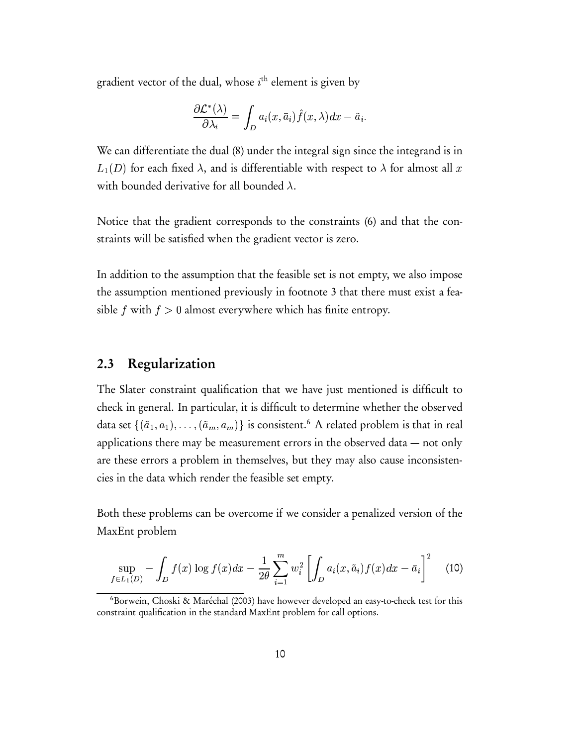gradient vector of the dual, whose $i^{\text{th}}$ element is given by

$$\frac{\partial \mathcal{L}^*(\lambda)}{\partial \lambda_i} = \int_D a_i(x, \bar{a}_i) \hat{f}(x, \lambda) dx - \tilde{a}_i.$$

We can differentiate the dual (8) under the integral sign since the integrand is in $L_1(D)$ for each fixed $\lambda$, and is differentiable with respect to $\lambda$ for almost all $x$ with bounded derivative for all bounded $\lambda$.

Notice that the gradient corresponds to the constraints (6) and that the constraints will be satisfied when the gradient vector is zero.

In addition to the assumption that the feasible set is not empty, we also impose the assumption mentioned previously in footnote 3 that there must exist a feasible $f$ with $f > 0$ almost everywhere which has finite entropy.

## 2.3 Regularization

The Slater constraint qualification that we have just mentioned is difficult to check in general. In particular, it is difficult to determine whether the observed data set $\{(\tilde{a}_1, \bar{a}_1), \ldots, (\tilde{a}_m, \bar{a}_m)\}$ is consistent.[6] A related problem is that in real applications there may be measurement errors in the observed data — not only are these errors a problem in themselves, but they may also cause inconsistencies in the data which render the feasible set empty.

Both these problems can be overcome if we consider a penalized version of the MaxEnt problem

$$\sup_{f \in L_1(D)} -\int_D f(x) \log f(x) dx - \frac{1}{2\theta} \sum_{i=1}^{m} w_i^2 \left[ \int_D a_i(x, \tilde{a}_i) f(x) dx - \bar{a}_i \right]^2 \quad (10)$$

[6] Borwein, Choski & Maréchal (2003) have however developed an easy-to-check test for this constraint qualification in the standard MaxEnt problem for call options.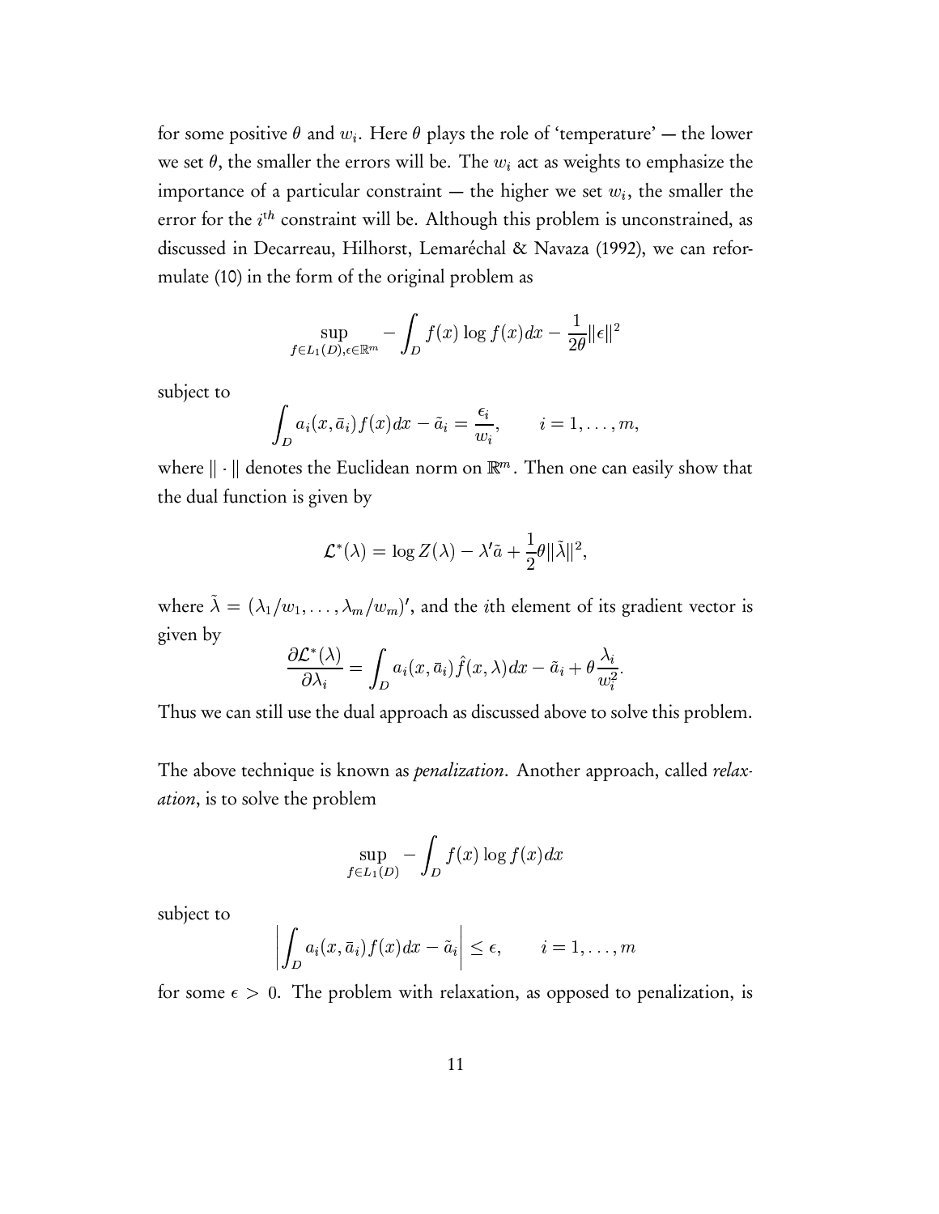for some positive $\theta$ and $w_i$. Here $\theta$ plays the role of 'temperature' — the lower we set $\theta$, the smaller the errors will be. The $w_i$ act as weights to emphasize the importance of a particular constraint — the higher we set $w_i$, the smaller the error for the $i^{th}$ constraint will be. Although this problem is unconstrained, as discussed in Decarreau, Hilhorst, Lemaréchal & Navaza (1992), we can reformulate (10) in the form of the original problem as

$$\sup_{f \in L_1(D), \epsilon \in \mathbb{R}^m} - \int_D f(x) \log f(x) dx - \frac{1}{2\theta} \|\epsilon\|^2$$

subject to

$$\int_D a_i(x, \bar{a}_i) f(x) dx - \tilde{a}_i = \frac{\epsilon_i}{w_i}, \qquad i = 1, \ldots, m,$$

where $\|\cdot\|$ denotes the Euclidean norm on $\mathbb{R}^m$. Then one can easily show that the dual function is given by

$$\mathcal{L}^*(\lambda) = \log Z(\lambda) - \lambda' \tilde{a} + \frac{1}{2} \theta \|\tilde{\lambda}\|^2,$$

where $\tilde{\lambda} = (\lambda_1/w_1, \ldots, \lambda_m/w_m)'$, and the $i$th element of its gradient vector is given by

$$\frac{\partial \mathcal{L}^*(\lambda)}{\partial \lambda_i} = \int_D a_i(x, \bar{a}_i) \hat{f}(x, \lambda) dx - \tilde{a}_i + \theta \frac{\lambda_i}{w_i^2}.$$

Thus we can still use the dual approach as discussed above to solve this problem.

The above technique is known as *penalization*. Another approach, called *relaxation*, is to solve the problem

$$\sup_{f \in L_1(D)} - \int_D f(x) \log f(x) dx$$

subject to

$$\left| \int_D a_i(x, \bar{a}_i) f(x) dx - \tilde{a}_i \right| \leq \epsilon, \qquad i = 1, \ldots, m$$

for some $\epsilon > 0$. The problem with relaxation, as opposed to penalization, is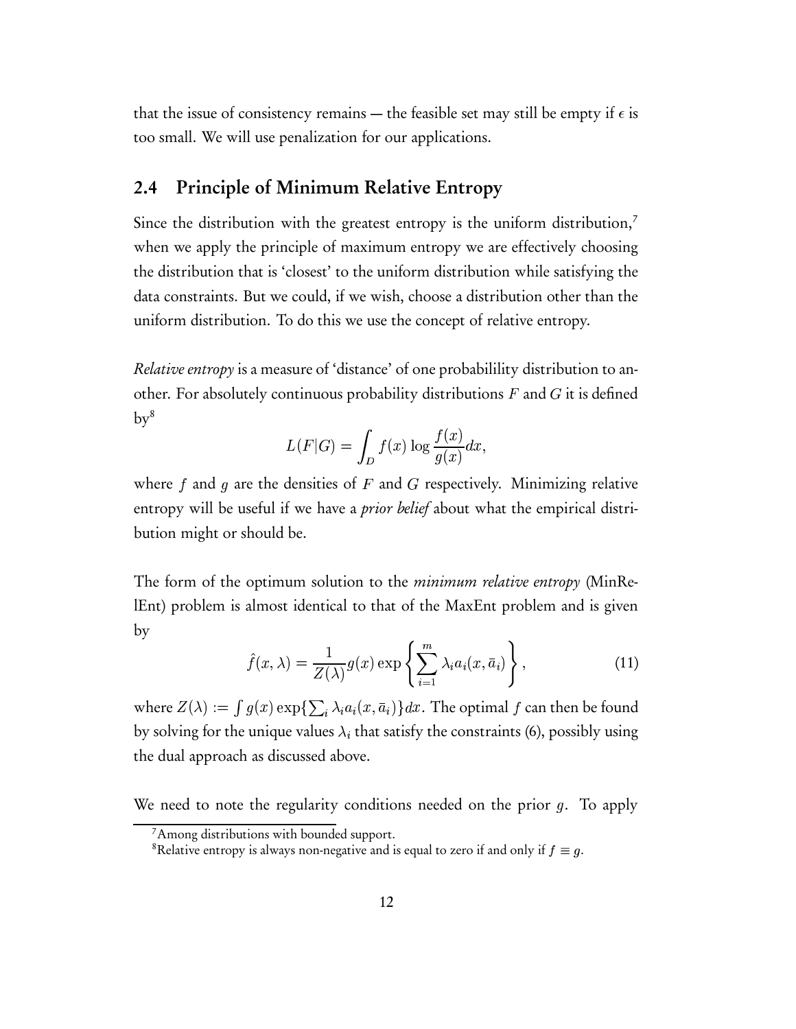that the issue of consistency remains — the feasible set may still be empty if $\epsilon$ is too small. We will use penalization for our applications.

## 2.4 Principle of Minimum Relative Entropy

Since the distribution with the greatest entropy is the uniform distribution,[7] when we apply the principle of maximum entropy we are effectively choosing the distribution that is 'closest' to the uniform distribution while satisfying the data constraints. But we could, if we wish, choose a distribution other than the uniform distribution. To do this we use the concept of relative entropy.

*Relative entropy* is a measure of 'distance' of one probabilility distribution to another. For absolutely continuous probability distributions $F$ and $G$ it is defined by[8]

$$L(F|G) = \int_D f(x) \log \frac{f(x)}{g(x)} dx,$$

where $f$ and $g$ are the densities of $F$ and $G$ respectively. Minimizing relative entropy will be useful if we have a *prior belief* about what the empirical distribution might or should be.

The form of the optimum solution to the *minimum relative entropy* (MinRelEnt) problem is almost identical to that of the MaxEnt problem and is given by

$$\hat{f}(x, \lambda) = \frac{1}{Z(\lambda)} g(x) \exp\left\{ \sum_{i=1}^{m} \lambda_i a_i(x, \bar{a}_i) \right\}, \tag{11}$$

where $Z(\lambda) := \int g(x) \exp\{\sum_i \lambda_i a_i(x, \bar{a}_i)\} dx$. The optimal $f$ can then be found by solving for the unique values $\lambda_i$ that satisfy the constraints (6), possibly using the dual approach as discussed above.

We need to note the regularity conditions needed on the prior $g$. To apply

[7] Among distributions with bounded support.

[8] Relative entropy is always non-negative and is equal to zero if and only if $f \equiv g$.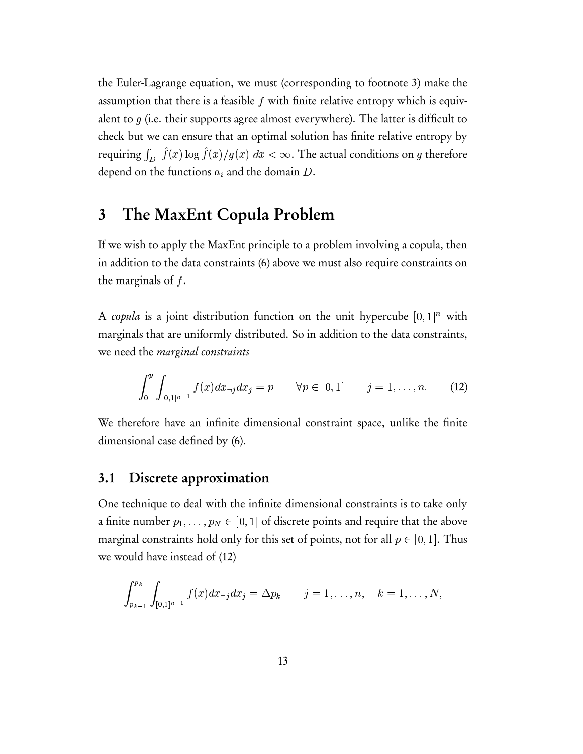the Euler-Lagrange equation, we must (corresponding to footnote 3) make the assumption that there is a feasible $f$ with finite relative entropy which is equivalent to $g$ (i.e. their supports agree almost everywhere). The latter is difficult to check but we can ensure that an optimal solution has finite relative entropy by requiring $\int_D |\hat{f}(x) \log \hat{f}(x)/g(x)| dx < \infty$. The actual conditions on $g$ therefore depend on the functions $a_i$ and the domain $D$.

# 3 The MaxEnt Copula Problem

If we wish to apply the MaxEnt principle to a problem involving a copula, then in addition to the data constraints (6) above we must also require constraints on the marginals of $f$.

A *copula* is a joint distribution function on the unit hypercube $[0,1]^n$ with marginals that are uniformly distributed. So in addition to the data constraints, we need the *marginal constraints*

$$\int_0^p \int_{[0,1]^{n-1}} f(x) dx_{\neg j} dx_j = p \qquad \forall p \in [0,1] \qquad j = 1, \dots, n. \tag{12}$$

We therefore have an infinite dimensional constraint space, unlike the finite dimensional case defined by (6).

## 3.1 Discrete approximation

One technique to deal with the infinite dimensional constraints is to take only a finite number $p_1, \dots, p_N \in [0,1]$ of discrete points and require that the above marginal constraints hold only for this set of points, not for all $p \in [0,1]$. Thus we would have instead of (12)

$$\int_{p_{k-1}}^{p_k} \int_{[0,1]^{n-1}} f(x) dx_{\neg j} dx_j = \Delta p_k \qquad j = 1, \dots, n, \quad k = 1, \dots, N,$$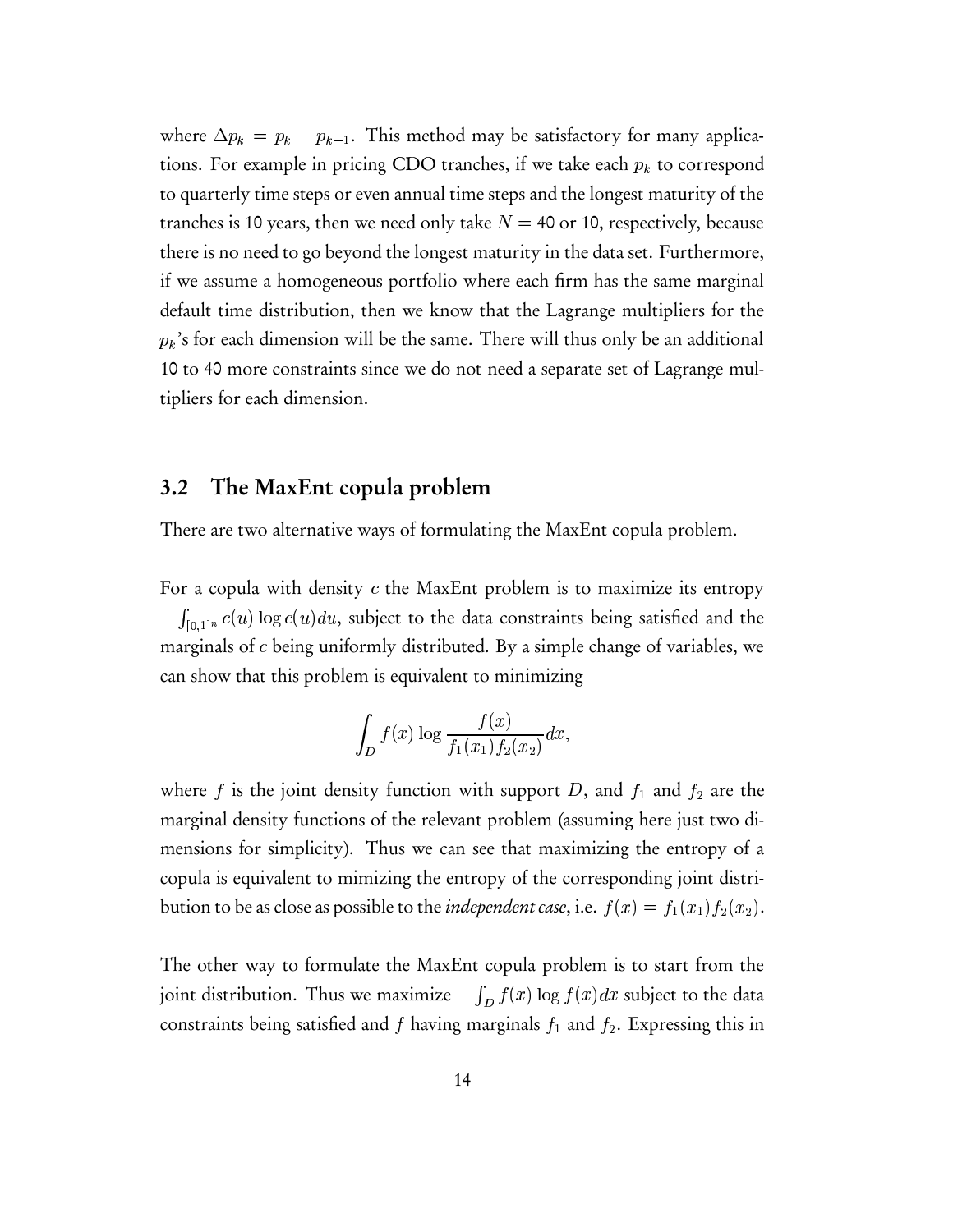where $\Delta p_k = p_k - p_{k-1}$. This method may be satisfactory for many applications. For example in pricing CDO tranches, if we take each $p_k$ to correspond to quarterly time steps or even annual time steps and the longest maturity of the tranches is 10 years, then we need only take $N = 40$ or 10, respectively, because there is no need to go beyond the longest maturity in the data set. Furthermore, if we assume a homogeneous portfolio where each firm has the same marginal default time distribution, then we know that the Lagrange multipliers for the $p_k$'s for each dimension will be the same. There will thus only be an additional 10 to 40 more constraints since we do not need a separate set of Lagrange multipliers for each dimension.

## 3.2 The MaxEnt copula problem

There are two alternative ways of formulating the MaxEnt copula problem.

For a copula with density $c$ the MaxEnt problem is to maximize its entropy $-\int_{[0,1]^n} c(u) \log c(u) du$, subject to the data constraints being satisfied and the marginals of $c$ being uniformly distributed. By a simple change of variables, we can show that this problem is equivalent to minimizing

$$\int_D f(x) \log \frac{f(x)}{f_1(x_1) f_2(x_2)} dx,$$

where $f$ is the joint density function with support $D$, and $f_1$ and $f_2$ are the marginal density functions of the relevant problem (assuming here just two dimensions for simplicity). Thus we can see that maximizing the entropy of a copula is equivalent to mimizing the entropy of the corresponding joint distribution to be as close as possible to the *independent case*, i.e. $f(x) = f_1(x_1) f_2(x_2)$.

The other way to formulate the MaxEnt copula problem is to start from the joint distribution. Thus we maximize $-\int_D f(x) \log f(x) dx$ subject to the data constraints being satisfied and $f$ having marginals $f_1$ and $f_2$. Expressing this in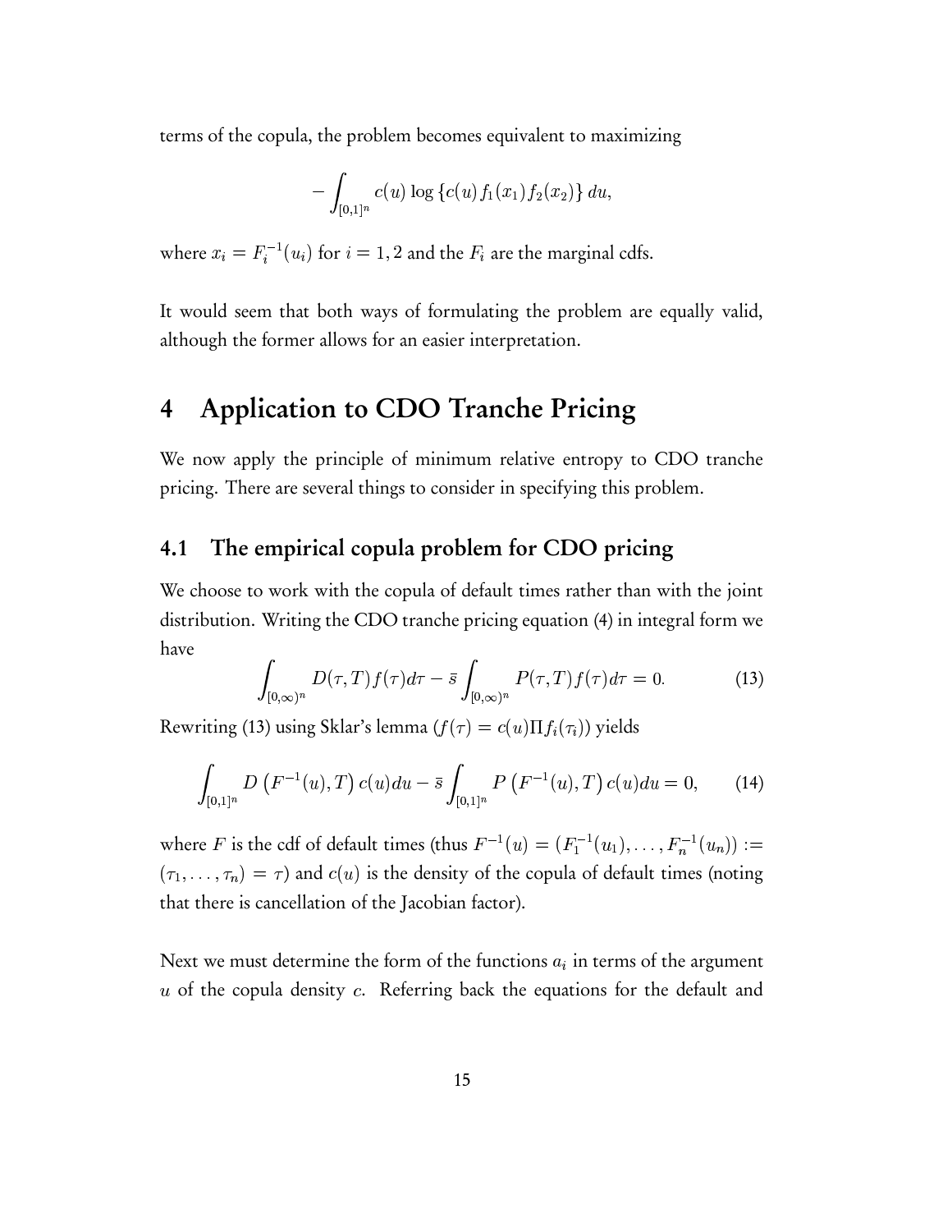terms of the copula, the problem becomes equivalent to maximizing

$$-\int_{[0,1]^n} c(u) \log \{c(u) f_1(x_1) f_2(x_2)\} \, du,$$

where $x_i = F_i^{-1}(u_i)$ for $i = 1, 2$ and the $F_i$ are the marginal cdfs.

It would seem that both ways of formulating the problem are equally valid, although the former allows for an easier interpretation.

# 4 Application to CDO Tranche Pricing

We now apply the principle of minimum relative entropy to CDO tranche pricing. There are several things to consider in specifying this problem.

## 4.1 The empirical copula problem for CDO pricing

We choose to work with the copula of default times rather than with the joint distribution. Writing the CDO tranche pricing equation (4) in integral form we have

$$\int_{[0,\infty)^n} D(\tau, T) f(\tau) d\tau - \bar{s} \int_{[0,\infty)^n} P(\tau, T) f(\tau) d\tau = 0. \tag{13}$$

Rewriting (13) using Sklar's lemma ($f(\tau) = c(u) \Pi f_i(\tau_i)$) yields

$$\int_{[0,1]^n} D\left(F^{-1}(u), T\right) c(u) du - \bar{s} \int_{[0,1]^n} P\left(F^{-1}(u), T\right) c(u) du = 0, \tag{14}$$

where $F$ is the cdf of default times (thus $F^{-1}(u) = (F_1^{-1}(u_1), \ldots, F_n^{-1}(u_n)) := (\tau_1, \ldots, \tau_n) = \tau$) and $c(u)$ is the density of the copula of default times (noting that there is cancellation of the Jacobian factor).

Next we must determine the form of the functions $a_i$ in terms of the argument $u$ of the copula density $c$. Referring back the equations for the default and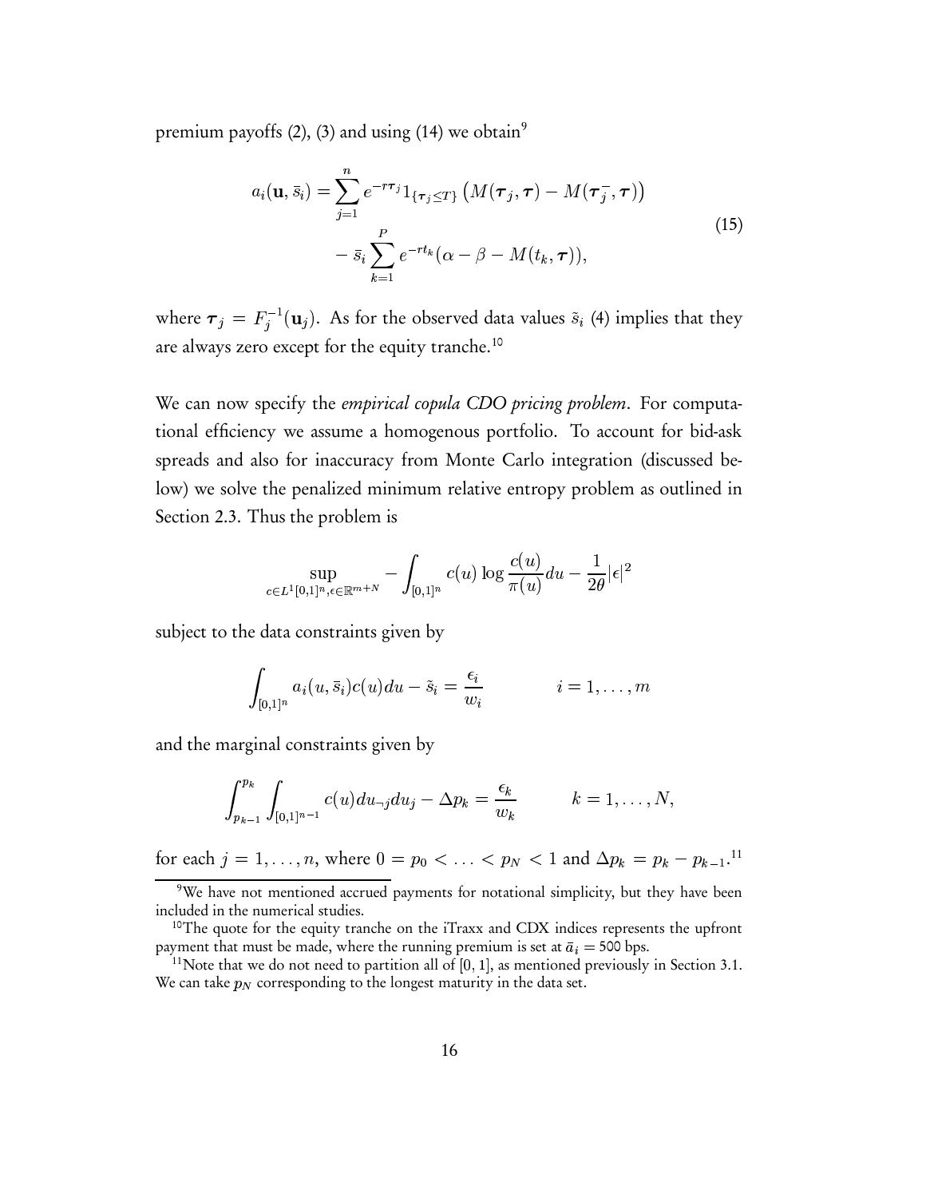premium payoffs (2), (3) and using (14) we obtain[9]

$$
\begin{aligned}
a_i(\mathbf{u}, \bar{s}_i) = \sum_{j=1}^{n} e^{-r\boldsymbol{\tau}_j} 1_{\{\boldsymbol{\tau}_j \leq T\}} \left( M(\boldsymbol{\tau}_j, \boldsymbol{\tau}) - M(\boldsymbol{\tau}_j^-, \boldsymbol{\tau}) \right) \\
- \bar{s}_i \sum_{k=1}^{P} e^{-rt_k} (\alpha - \beta - M(t_k, \boldsymbol{\tau})),
\end{aligned}
\tag{15}
$$

where $\boldsymbol{\tau}_j = F_j^{-1}(\mathbf{u}_j)$. As for the observed data values $\tilde{s}_i$ (4) implies that they are always zero except for the equity tranche.[10]

We can now specify the *empirical copula CDO pricing problem*. For computational efficiency we assume a homogenous portfolio. To account for bid-ask spreads and also for inaccuracy from Monte Carlo integration (discussed below) we solve the penalized minimum relative entropy problem as outlined in Section 2.3. Thus the problem is

$$
\sup_{c \in L^1[0,1]^n, \epsilon \in \mathbb{R}^{m+N}} - \int_{[0,1]^n} c(u) \log \frac{c(u)}{\pi(u)} du - \frac{1}{2\theta} |\epsilon|^2
$$

subject to the data constraints given by

$$
\int_{[0,1]^n} a_i(u, \bar{s}_i) c(u) du - \tilde{s}_i = \frac{\epsilon_i}{w_i} \qquad\qquad i = 1, \ldots, m
$$

and the marginal constraints given by

$$
\int_{p_{k-1}}^{p_k} \int_{[0,1]^{n-1}} c(u) du_{\neg j} du_j - \Delta p_k = \frac{\epsilon_k}{w_k} \qquad\quad k = 1, \ldots, N,
$$

for each $j = 1, \ldots, n$, where $0 = p_0 < \ldots < p_N < 1$ and $\Delta p_k = p_k - p_{k-1}$.[11]

[9] We have not mentioned accrued payments for notational simplicity, but they have been included in the numerical studies.

[10] The quote for the equity tranche on the iTraxx and CDX indices represents the upfront payment that must be made, where the running premium is set at $\bar{a}_i = 500$ bps.

[11] Note that we do not need to partition all of $[0, 1]$, as mentioned previously in Section 3.1. We can take $p_N$ corresponding to the longest maturity in the data set.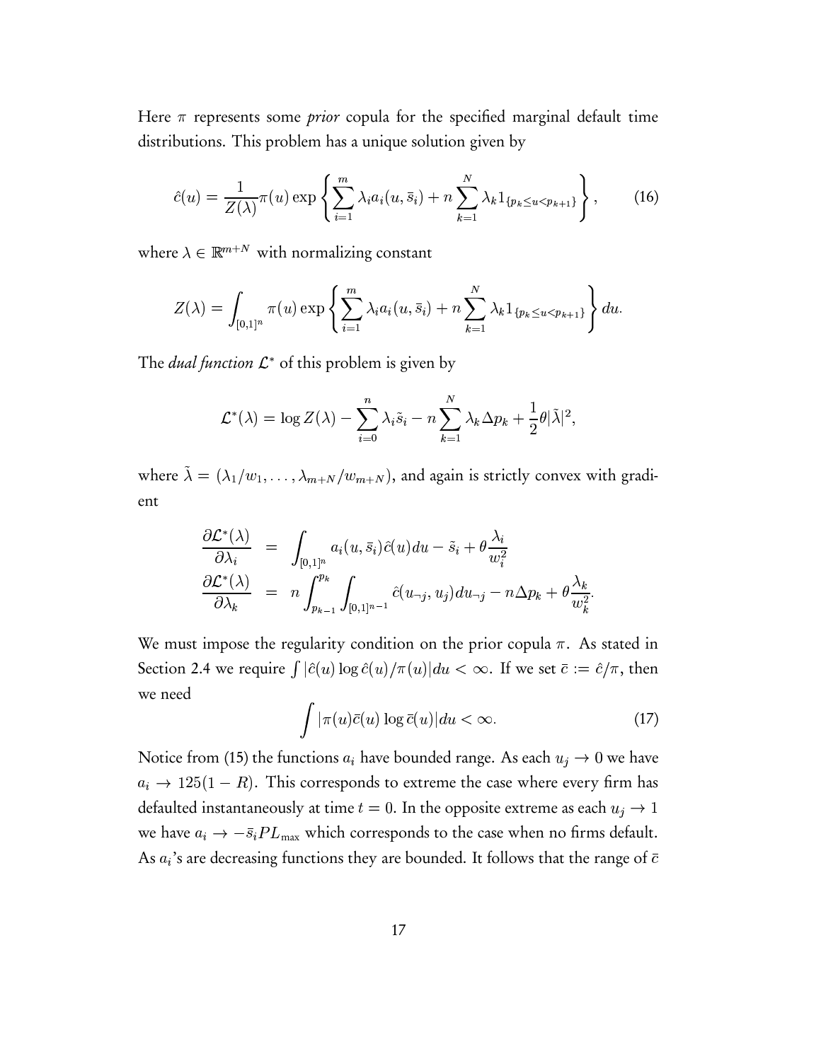Here $\pi$ represents some *prior* copula for the specified marginal default time distributions. This problem has a unique solution given by

$$\hat{c}(u) = \frac{1}{Z(\lambda)}\pi(u)\exp\left\{\sum_{i=1}^{m}\lambda_i a_i(u,\bar{s}_i) + n\sum_{k=1}^{N}\lambda_k 1_{\{p_k \le u < p_{k+1}\}}\right\}, \qquad (16)$$

where $\lambda \in \mathbb{R}^{m+N}$ with normalizing constant

$$Z(\lambda) = \int_{[0,1]^n}\pi(u)\exp\left\{\sum_{i=1}^{m}\lambda_i a_i(u,\bar{s}_i) + n\sum_{k=1}^{N}\lambda_k 1_{\{p_k \le u < p_{k+1}\}}\right\}du.$$

The *dual function* $\mathcal{L}^*$ of this problem is given by

$$\mathcal{L}^*(\lambda) = \log Z(\lambda) - \sum_{i=0}^{n}\lambda_i\tilde{s}_i - n\sum_{k=1}^{N}\lambda_k\Delta p_k + \frac{1}{2}\theta|\tilde{\lambda}|^2,$$

where $\tilde{\lambda} = (\lambda_1/w_1, \ldots, \lambda_{m+N}/w_{m+N})$, and again is strictly convex with gradient

$$\begin{aligned}
\frac{\partial\mathcal{L}^*(\lambda)}{\partial\lambda_i} &= \int_{[0,1]^n} a_i(u,\bar{s}_i)\hat{c}(u)du - \tilde{s}_i + \theta\frac{\lambda_i}{w_i^2} \\
\frac{\partial\mathcal{L}^*(\lambda)}{\partial\lambda_k} &= n\int_{p_{k-1}}^{p_k}\int_{[0,1]^{n-1}}\hat{c}(u_{\neg j}, u_j)du_{\neg j} - n\Delta p_k + \theta\frac{\lambda_k}{w_k^2}.
\end{aligned}$$

We must impose the regularity condition on the prior copula $\pi$. As stated in Section 2.4 we require $\int|\hat{c}(u)\log\hat{c}(u)/\pi(u)|du < \infty$. If we set $\bar{c} := \hat{c}/\pi$, then we need

$$\int|\pi(u)\bar{c}(u)\log\bar{c}(u)|du < \infty. \qquad (17)$$

Notice from (15) the functions $a_i$ have bounded range. As each $u_j \to 0$ we have $a_i \to 125(1-R)$. This corresponds to extreme the case where every firm has defaulted instantaneously at time $t = 0$. In the opposite extreme as each $u_j \to 1$ we have $a_i \to -\bar{s}_i PL_{\max}$ which corresponds to the case when no firms default. As $a_i$'s are decreasing functions they are bounded. It follows that the range of $\bar{c}$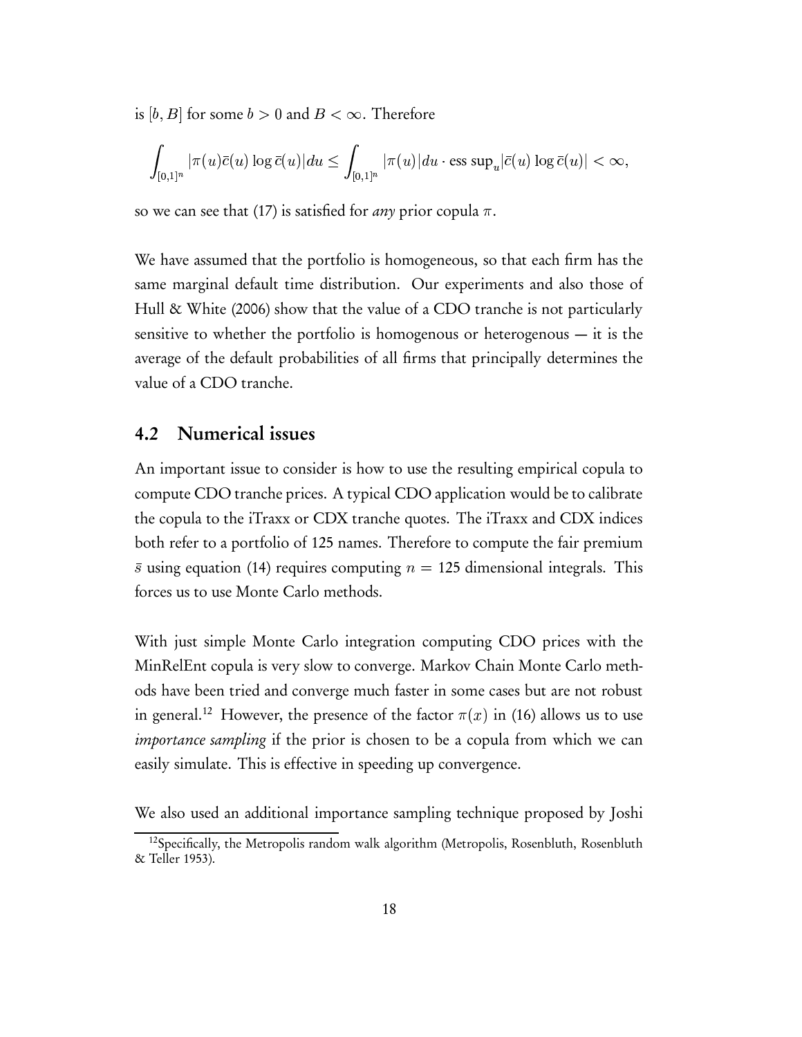is $[b, B]$ for some $b > 0$ and $B < \infty$. Therefore

$$\int_{[0,1]^n} |\pi(u)\bar{c}(u) \log \bar{c}(u)| du \leq \int_{[0,1]^n} |\pi(u)| du \cdot \text{ess sup}_u |\bar{c}(u) \log \bar{c}(u)| < \infty,$$

so we can see that (17) is satisfied for *any* prior copula $\pi$.

We have assumed that the portfolio is homogeneous, so that each firm has the same marginal default time distribution. Our experiments and also those of Hull & White (2006) show that the value of a CDO tranche is not particularly sensitive to whether the portfolio is homogenous or heterogenous — it is the average of the default probabilities of all firms that principally determines the value of a CDO tranche.

## 4.2 Numerical issues

An important issue to consider is how to use the resulting empirical copula to compute CDO tranche prices. A typical CDO application would be to calibrate the copula to the iTraxx or CDX tranche quotes. The iTraxx and CDX indices both refer to a portfolio of 125 names. Therefore to compute the fair premium $\bar{s}$ using equation (14) requires computing $n = 125$ dimensional integrals. This forces us to use Monte Carlo methods.

With just simple Monte Carlo integration computing CDO prices with the MinRelEnt copula is very slow to converge. Markov Chain Monte Carlo methods have been tried and converge much faster in some cases but are not robust in general.[12] However, the presence of the factor $\pi(x)$ in (16) allows us to use *importance sampling* if the prior is chosen to be a copula from which we can easily simulate. This is effective in speeding up convergence.

We also used an additional importance sampling technique proposed by Joshi

[12] Specifically, the Metropolis random walk algorithm (Metropolis, Rosenbluth, Rosenbluth & Teller 1953).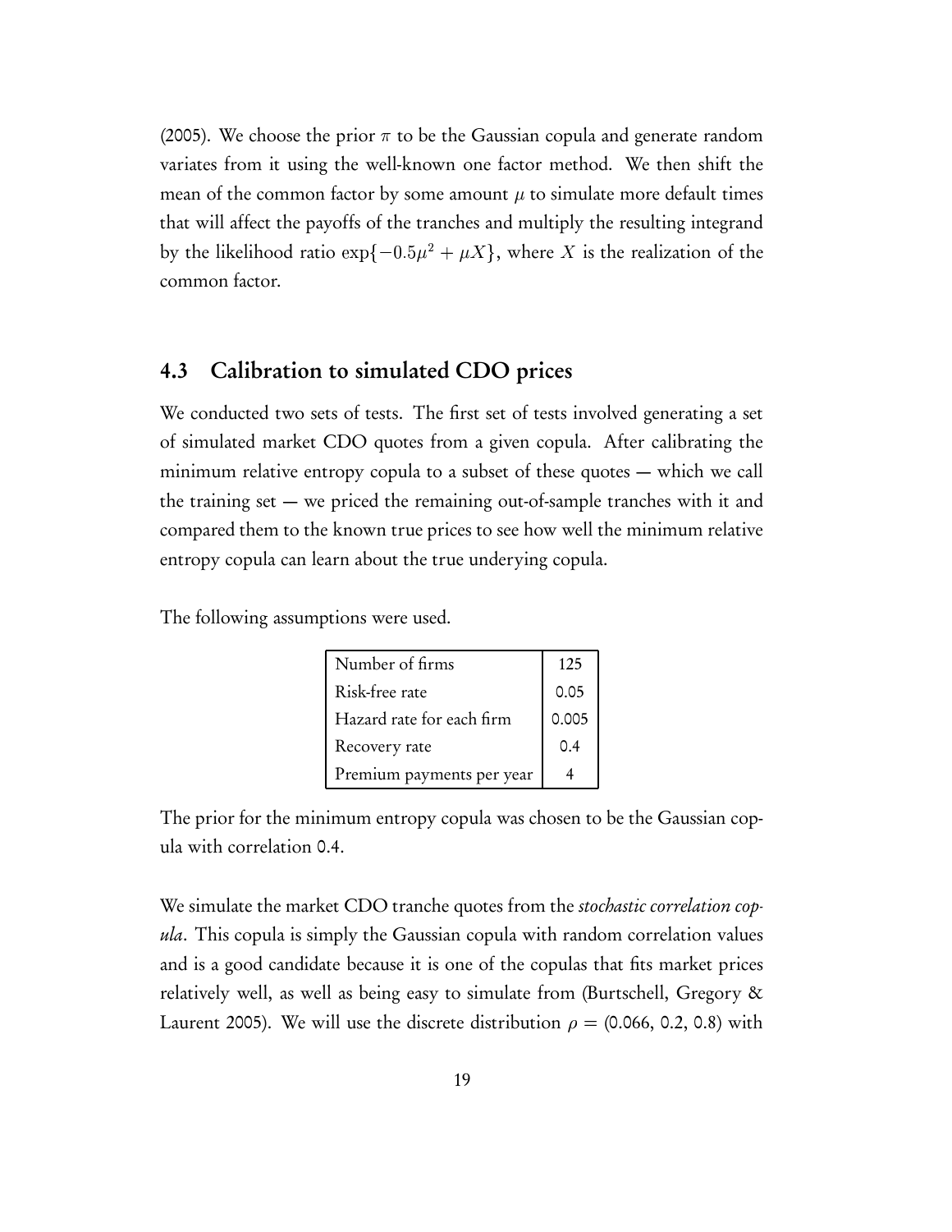(2005). We choose the prior $\pi$ to be the Gaussian copula and generate random variates from it using the well-known one factor method. We then shift the mean of the common factor by some amount $\mu$ to simulate more default times that will affect the payoffs of the tranches and multiply the resulting integrand by the likelihood ratio $\exp\{-0.5\mu^2 + \mu X\}$, where $X$ is the realization of the common factor.

## 4.3 Calibration to simulated CDO prices

We conducted two sets of tests. The first set of tests involved generating a set of simulated market CDO quotes from a given copula. After calibrating the minimum relative entropy copula to a subset of these quotes — which we call the training set — we priced the remaining out-of-sample tranches with it and compared them to the known true prices to see how well the minimum relative entropy copula can learn about the true underying copula.

The following assumptions were used.

| | |
|---|---|
| Number of firms | 125 |
| Risk-free rate | 0.05 |
| Hazard rate for each firm | 0.005 |
| Recovery rate | 0.4 |
| Premium payments per year | 4 |

The prior for the minimum entropy copula was chosen to be the Gaussian copula with correlation 0.4.

We simulate the market CDO tranche quotes from the *stochastic correlation copula*. This copula is simply the Gaussian copula with random correlation values and is a good candidate because it is one of the copulas that fits market prices relatively well, as well as being easy to simulate from (Burtschell, Gregory & Laurent 2005). We will use the discrete distribution $\rho = (0.066, 0.2, 0.8)$ with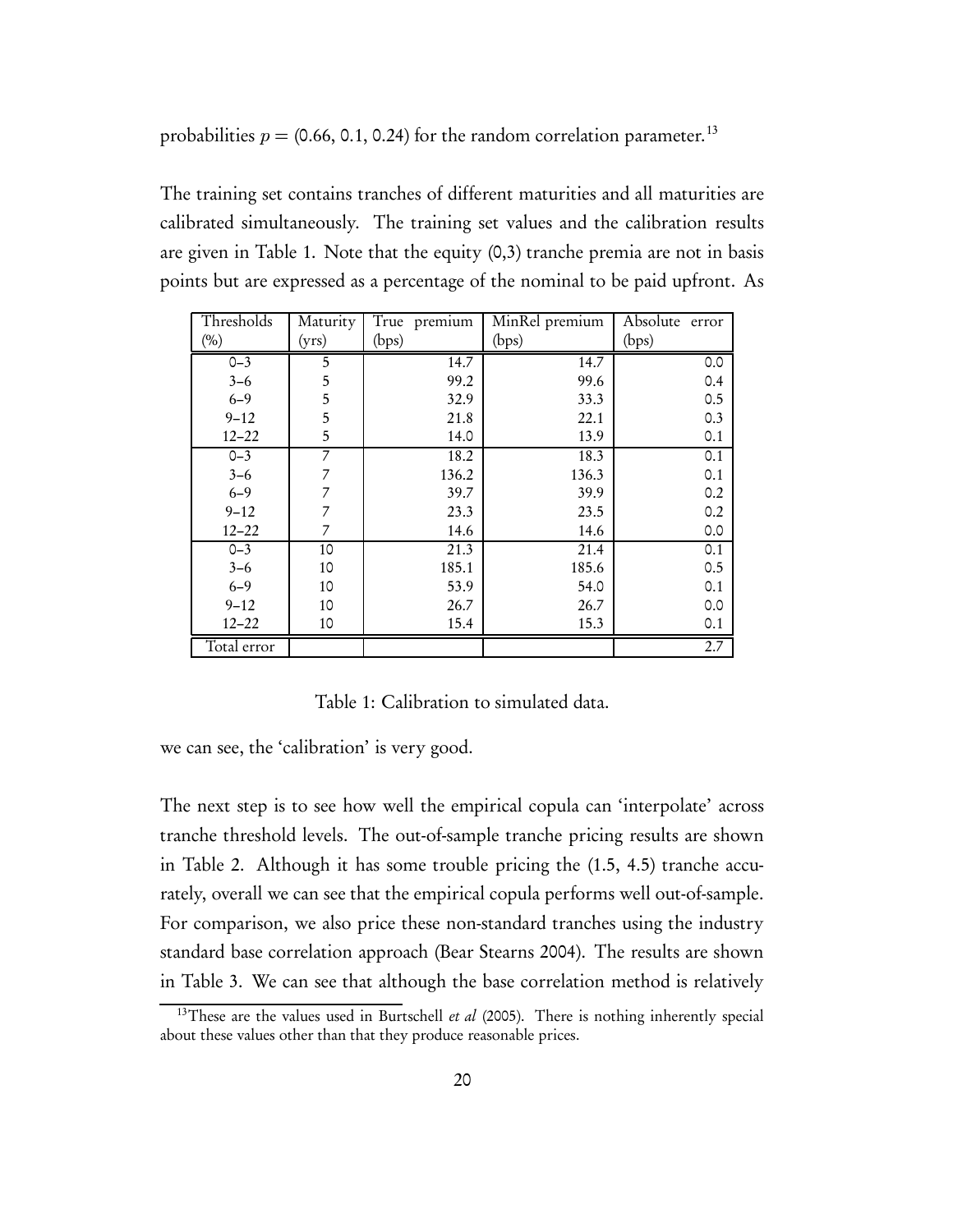probabilities $p = (0.66, 0.1, 0.24)$ for the random correlation parameter.[13]

The training set contains tranches of different maturities and all maturities are calibrated simultaneously. The training set values and the calibration results are given in Table 1. Note that the equity (0,3) tranche premia are not in basis points but are expressed as a percentage of the nominal to be paid upfront. As

| Thresholds (%) | Maturity (yrs) | True premium (bps) | MinRel premium (bps) | Absolute error (bps) |
|---|---|---|---|---|
| 0–3 | 5 | 14.7 | 14.7 | 0.0 |
| 3–6 | 5 | 99.2 | 99.6 | 0.4 |
| 6–9 | 5 | 32.9 | 33.3 | 0.5 |
| 9–12 | 5 | 21.8 | 22.1 | 0.3 |
| 12–22 | 5 | 14.0 | 13.9 | 0.1 |
| 0–3 | 7 | 18.2 | 18.3 | 0.1 |
| 3–6 | 7 | 136.2 | 136.3 | 0.1 |
| 6–9 | 7 | 39.7 | 39.9 | 0.2 |
| 9–12 | 7 | 23.3 | 23.5 | 0.2 |
| 12–22 | 7 | 14.6 | 14.6 | 0.0 |
| 0–3 | 10 | 21.3 | 21.4 | 0.1 |
| 3–6 | 10 | 185.1 | 185.6 | 0.5 |
| 6–9 | 10 | 53.9 | 54.0 | 0.1 |
| 9–12 | 10 | 26.7 | 26.7 | 0.0 |
| 12–22 | 10 | 15.4 | 15.3 | 0.1 |
| Total error | | | | 2.7 |

Table 1: Calibration to simulated data.

we can see, the 'calibration' is very good.

The next step is to see how well the empirical copula can 'interpolate' across tranche threshold levels. The out-of-sample tranche pricing results are shown in Table 2. Although it has some trouble pricing the (1.5, 4.5) tranche accurately, overall we can see that the empirical copula performs well out-of-sample. For comparison, we also price these non-standard tranches using the industry standard base correlation approach (Bear Stearns 2004). The results are shown in Table 3. We can see that although the base correlation method is relatively

[13] These are the values used in Burtschell *et al* (2005). There is nothing inherently special about these values other than that they produce reasonable prices.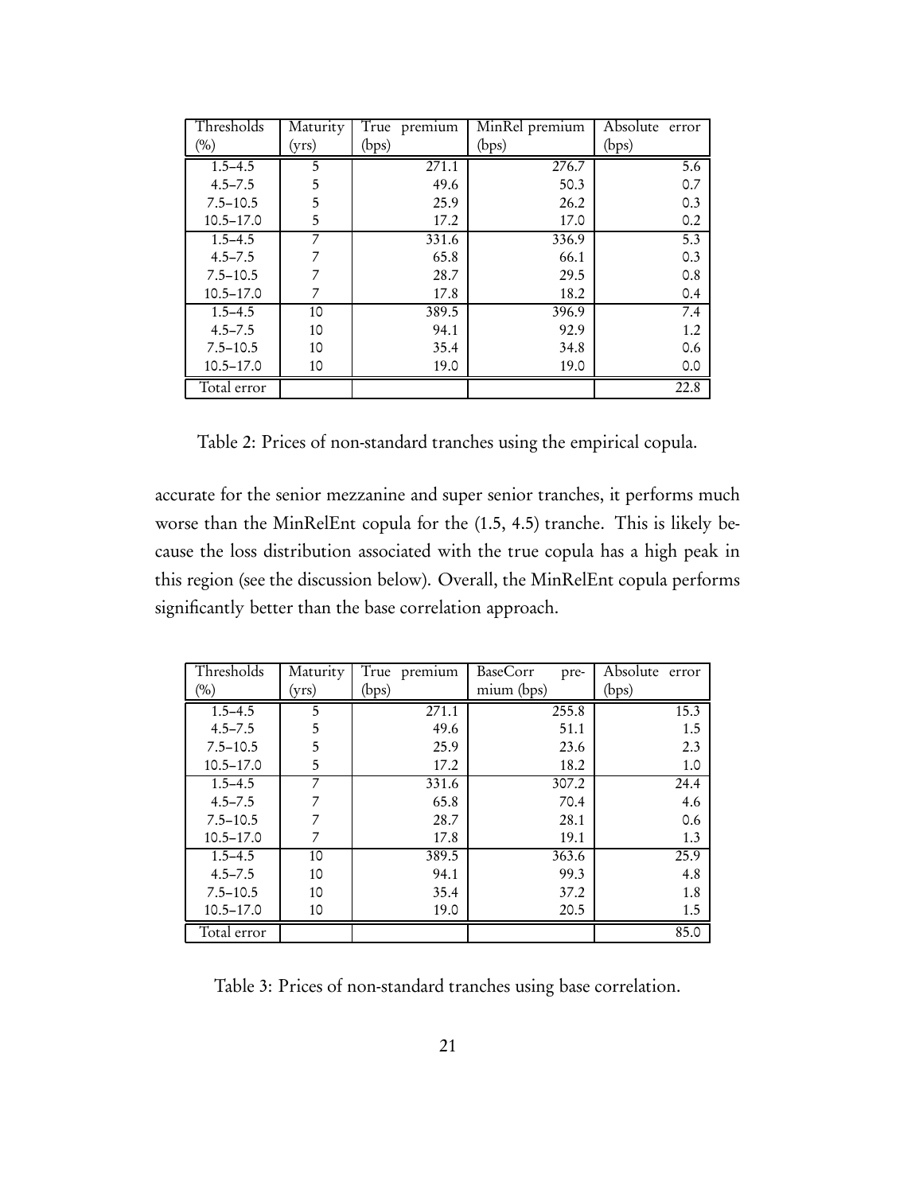| Thresholds (%) | Maturity (yrs) | True premium (bps) | MinRel premium (bps) | Absolute error (bps) |
|---|---|---|---|---|
| 1.5–4.5 | 5 | 271.1 | 276.7 | 5.6 |
| 4.5–7.5 | 5 | 49.6 | 50.3 | 0.7 |
| 7.5–10.5 | 5 | 25.9 | 26.2 | 0.3 |
| 10.5–17.0 | 5 | 17.2 | 17.0 | 0.2 |
| 1.5–4.5 | 7 | 331.6 | 336.9 | 5.3 |
| 4.5–7.5 | 7 | 65.8 | 66.1 | 0.3 |
| 7.5–10.5 | 7 | 28.7 | 29.5 | 0.8 |
| 10.5–17.0 | 7 | 17.8 | 18.2 | 0.4 |
| 1.5–4.5 | 10 | 389.5 | 396.9 | 7.4 |
| 4.5–7.5 | 10 | 94.1 | 92.9 | 1.2 |
| 7.5–10.5 | 10 | 35.4 | 34.8 | 0.6 |
| 10.5–17.0 | 10 | 19.0 | 19.0 | 0.0 |
| Total error | | | | 22.8 |

Table 2: Prices of non-standard tranches using the empirical copula.

accurate for the senior mezzanine and super senior tranches, it performs much worse than the MinRelEnt copula for the (1.5, 4.5) tranche. This is likely because the loss distribution associated with the true copula has a high peak in this region (see the discussion below). Overall, the MinRelEnt copula performs significantly better than the base correlation approach.

| Thresholds (%) | Maturity (yrs) | True premium (bps) | BaseCorr premium (bps) | Absolute error (bps) |
|---|---|---|---|---|
| 1.5–4.5 | 5 | 271.1 | 255.8 | 15.3 |
| 4.5–7.5 | 5 | 49.6 | 51.1 | 1.5 |
| 7.5–10.5 | 5 | 25.9 | 23.6 | 2.3 |
| 10.5–17.0 | 5 | 17.2 | 18.2 | 1.0 |
| 1.5–4.5 | 7 | 331.6 | 307.2 | 24.4 |
| 4.5–7.5 | 7 | 65.8 | 70.4 | 4.6 |
| 7.5–10.5 | 7 | 28.7 | 28.1 | 0.6 |
| 10.5–17.0 | 7 | 17.8 | 19.1 | 1.3 |
| 1.5–4.5 | 10 | 389.5 | 363.6 | 25.9 |
| 4.5–7.5 | 10 | 94.1 | 99.3 | 4.8 |
| 7.5–10.5 | 10 | 35.4 | 37.2 | 1.8 |
| 10.5–17.0 | 10 | 19.0 | 20.5 | 1.5 |
| Total error | | | | 85.0 |

Table 3: Prices of non-standard tranches using base correlation.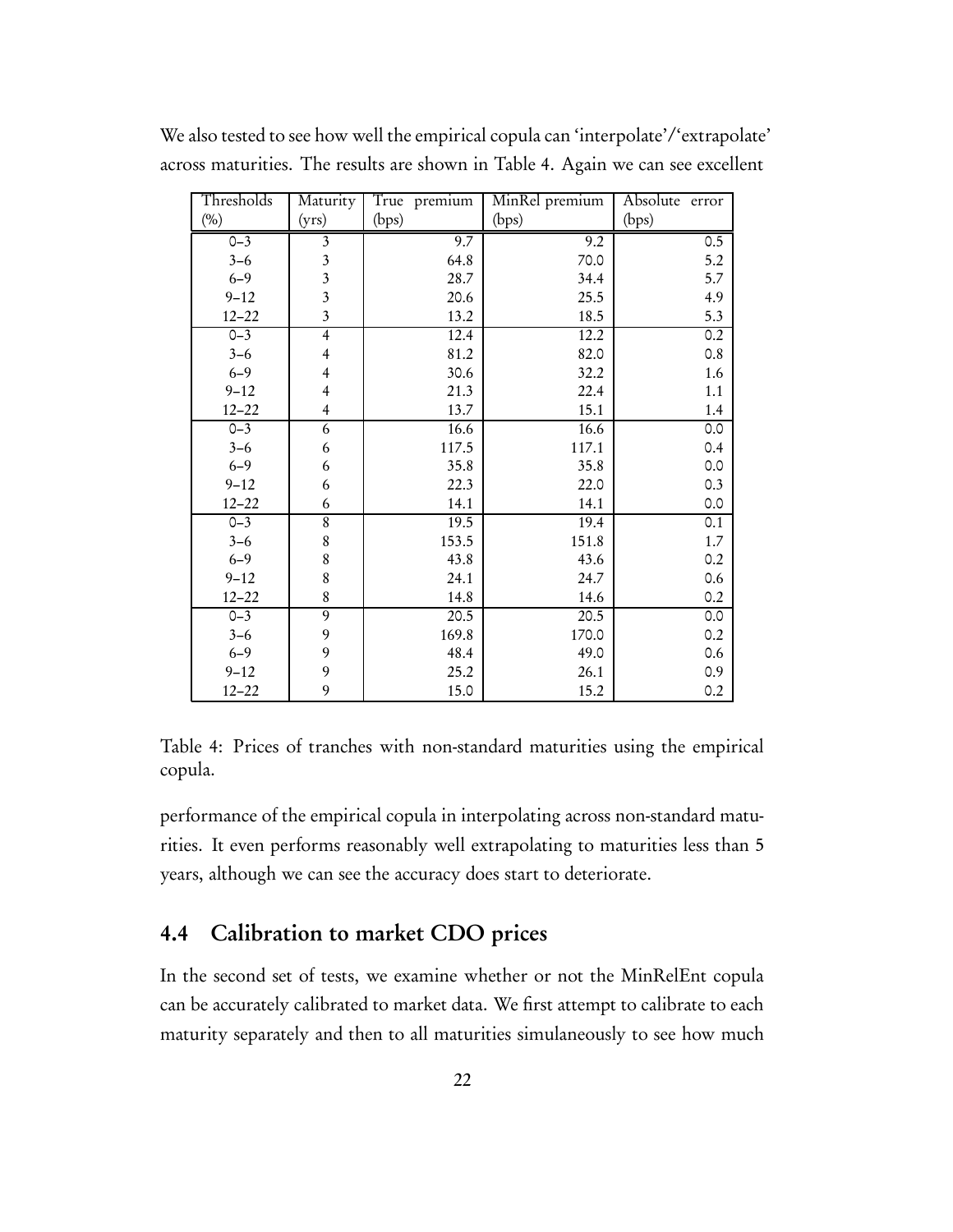We also tested to see how well the empirical copula can 'interpolate'/'extrapolate' across maturities. The results are shown in Table 4. Again we can see excellent

| Thresholds (%) | Maturity (yrs) | True premium (bps) | MinRel premium (bps) | Absolute error (bps) |
|---|---|---|---|---|
| 0–3 | 3 | 9.7 | 9.2 | 0.5 |
| 3–6 | 3 | 64.8 | 70.0 | 5.2 |
| 6–9 | 3 | 28.7 | 34.4 | 5.7 |
| 9–12 | 3 | 20.6 | 25.5 | 4.9 |
| 12–22 | 3 | 13.2 | 18.5 | 5.3 |
| 0–3 | 4 | 12.4 | 12.2 | 0.2 |
| 3–6 | 4 | 81.2 | 82.0 | 0.8 |
| 6–9 | 4 | 30.6 | 32.2 | 1.6 |
| 9–12 | 4 | 21.3 | 22.4 | 1.1 |
| 12–22 | 4 | 13.7 | 15.1 | 1.4 |
| 0–3 | 6 | 16.6 | 16.6 | 0.0 |
| 3–6 | 6 | 117.5 | 117.1 | 0.4 |
| 6–9 | 6 | 35.8 | 35.8 | 0.0 |
| 9–12 | 6 | 22.3 | 22.0 | 0.3 |
| 12–22 | 6 | 14.1 | 14.1 | 0.0 |
| 0–3 | 8 | 19.5 | 19.4 | 0.1 |
| 3–6 | 8 | 153.5 | 151.8 | 1.7 |
| 6–9 | 8 | 43.8 | 43.6 | 0.2 |
| 9–12 | 8 | 24.1 | 24.7 | 0.6 |
| 12–22 | 8 | 14.8 | 14.6 | 0.2 |
| 0–3 | 9 | 20.5 | 20.5 | 0.0 |
| 3–6 | 9 | 169.8 | 170.0 | 0.2 |
| 6–9 | 9 | 48.4 | 49.0 | 0.6 |
| 9–12 | 9 | 25.2 | 26.1 | 0.9 |
| 12–22 | 9 | 15.0 | 15.2 | 0.2 |

Table 4: Prices of tranches with non-standard maturities using the empirical copula.

performance of the empirical copula in interpolating across non-standard maturities. It even performs reasonably well extrapolating to maturities less than 5 years, although we can see the accuracy does start to deteriorate.

## 4.4 Calibration to market CDO prices

In the second set of tests, we examine whether or not the MinRelEnt copula can be accurately calibrated to market data. We first attempt to calibrate to each maturity separately and then to all maturities simulaneously to see how much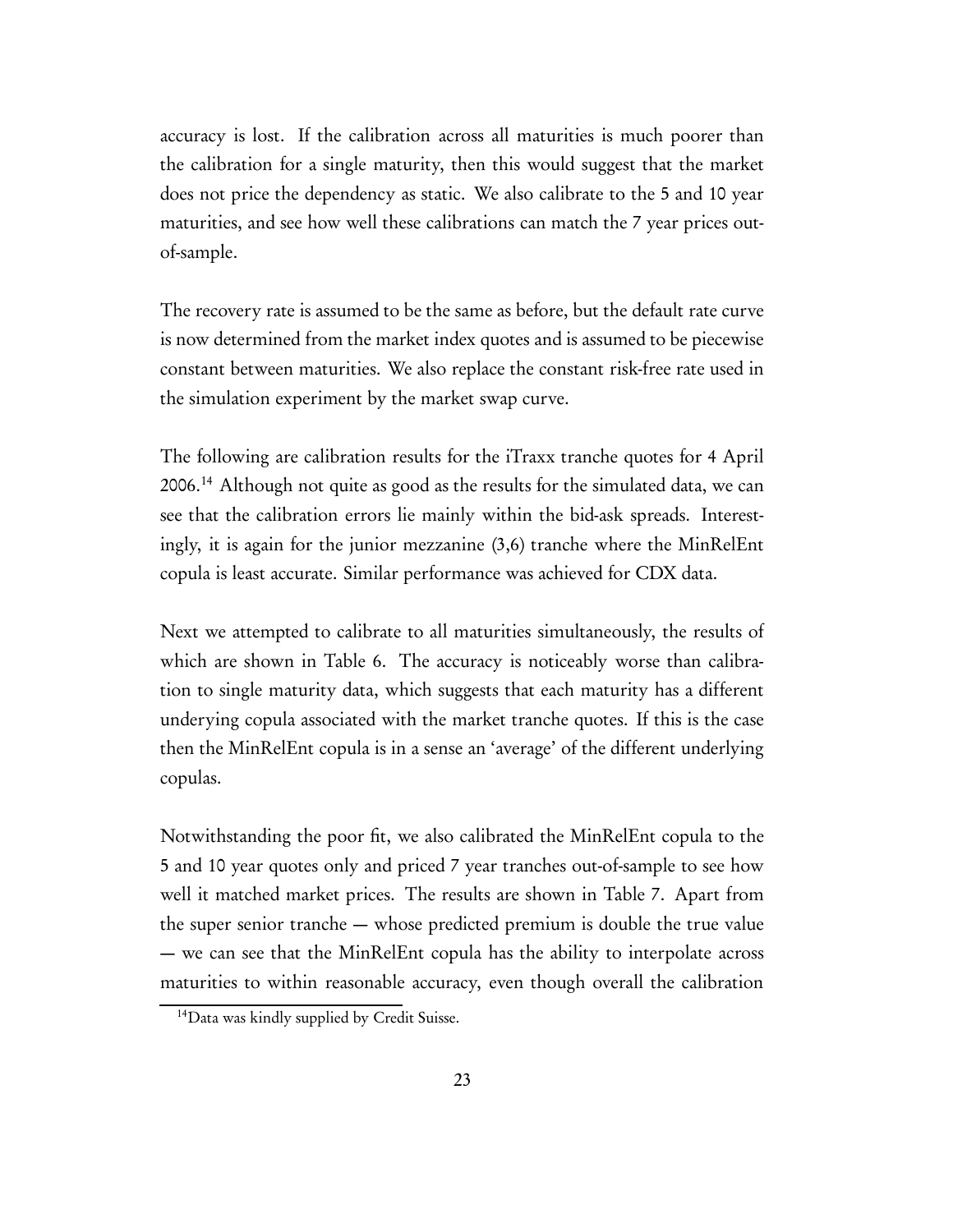accuracy is lost. If the calibration across all maturities is much poorer than the calibration for a single maturity, then this would suggest that the market does not price the dependency as static. We also calibrate to the 5 and 10 year maturities, and see how well these calibrations can match the 7 year prices out-of-sample.

The recovery rate is assumed to be the same as before, but the default rate curve is now determined from the market index quotes and is assumed to be piecewise constant between maturities. We also replace the constant risk-free rate used in the simulation experiment by the market swap curve.

The following are calibration results for the iTraxx tranche quotes for 4 April 2006.[14] Although not quite as good as the results for the simulated data, we can see that the calibration errors lie mainly within the bid-ask spreads. Interestingly, it is again for the junior mezzanine (3,6) tranche where the MinRelEnt copula is least accurate. Similar performance was achieved for CDX data.

Next we attempted to calibrate to all maturities simultaneously, the results of which are shown in Table 6. The accuracy is noticeably worse than calibration to single maturity data, which suggests that each maturity has a different underying copula associated with the market tranche quotes. If this is the case then the MinRelEnt copula is in a sense an 'average' of the different underlying copulas.

Notwithstanding the poor fit, we also calibrated the MinRelEnt copula to the 5 and 10 year quotes only and priced 7 year tranches out-of-sample to see how well it matched market prices. The results are shown in Table 7. Apart from the super senior tranche — whose predicted premium is double the true value — we can see that the MinRelEnt copula has the ability to interpolate across maturities to within reasonable accuracy, even though overall the calibration

[14] Data was kindly supplied by Credit Suisse.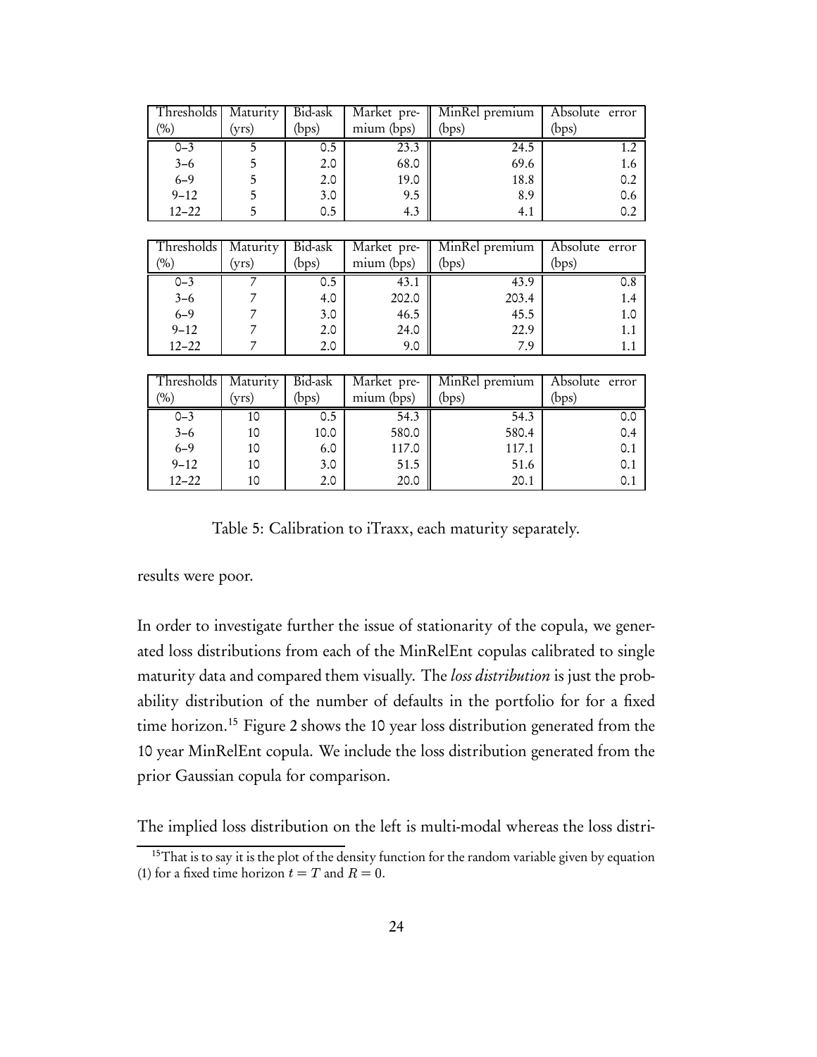| Thresholds (%) | Maturity (yrs) | Bid-ask (bps) | Market premium (bps) | MinRel premium (bps) | Absolute error (bps) |
|---|---|---|---|---|---|
| 0–3 | 5 | 0.5 | 23.3 | 24.5 | 1.2 |
| 3–6 | 5 | 2.0 | 68.0 | 69.6 | 1.6 |
| 6–9 | 5 | 2.0 | 19.0 | 18.8 | 0.2 |
| 9–12 | 5 | 3.0 | 9.5 | 8.9 | 0.6 |
| 12–22 | 5 | 0.5 | 4.3 | 4.1 | 0.2 |

| Thresholds (%) | Maturity (yrs) | Bid-ask (bps) | Market premium (bps) | MinRel premium (bps) | Absolute error (bps) |
|---|---|---|---|---|---|
| 0–3 | 7 | 0.5 | 43.1 | 43.9 | 0.8 |
| 3–6 | 7 | 4.0 | 202.0 | 203.4 | 1.4 |
| 6–9 | 7 | 3.0 | 46.5 | 45.5 | 1.0 |
| 9–12 | 7 | 2.0 | 24.0 | 22.9 | 1.1 |
| 12–22 | 7 | 2.0 | 9.0 | 7.9 | 1.1 |

| Thresholds (%) | Maturity (yrs) | Bid-ask (bps) | Market premium (bps) | MinRel premium (bps) | Absolute error (bps) |
|---|---|---|---|---|---|
| 0–3 | 10 | 0.5 | 54.3 | 54.3 | 0.0 |
| 3–6 | 10 | 10.0 | 580.0 | 580.4 | 0.4 |
| 6–9 | 10 | 6.0 | 117.0 | 117.1 | 0.1 |
| 9–12 | 10 | 3.0 | 51.5 | 51.6 | 0.1 |
| 12–22 | 10 | 2.0 | 20.0 | 20.1 | 0.1 |

Table 5: Calibration to iTraxx, each maturity separately.

results were poor.

In order to investigate further the issue of stationarity of the copula, we generated loss distributions from each of the MinRelEnt copulas calibrated to single maturity data and compared them visually. The *loss distribution* is just the probability distribution of the number of defaults in the portfolio for for a fixed time horizon.[15] Figure 2 shows the 10 year loss distribution generated from the 10 year MinRelEnt copula. We include the loss distribution generated from the prior Gaussian copula for comparison.

The implied loss distribution on the left is multi-modal whereas the loss distri-

[15] That is to say it is the plot of the density function for the random variable given by equation (1) for a fixed time horizon $t = T$ and $R = 0$.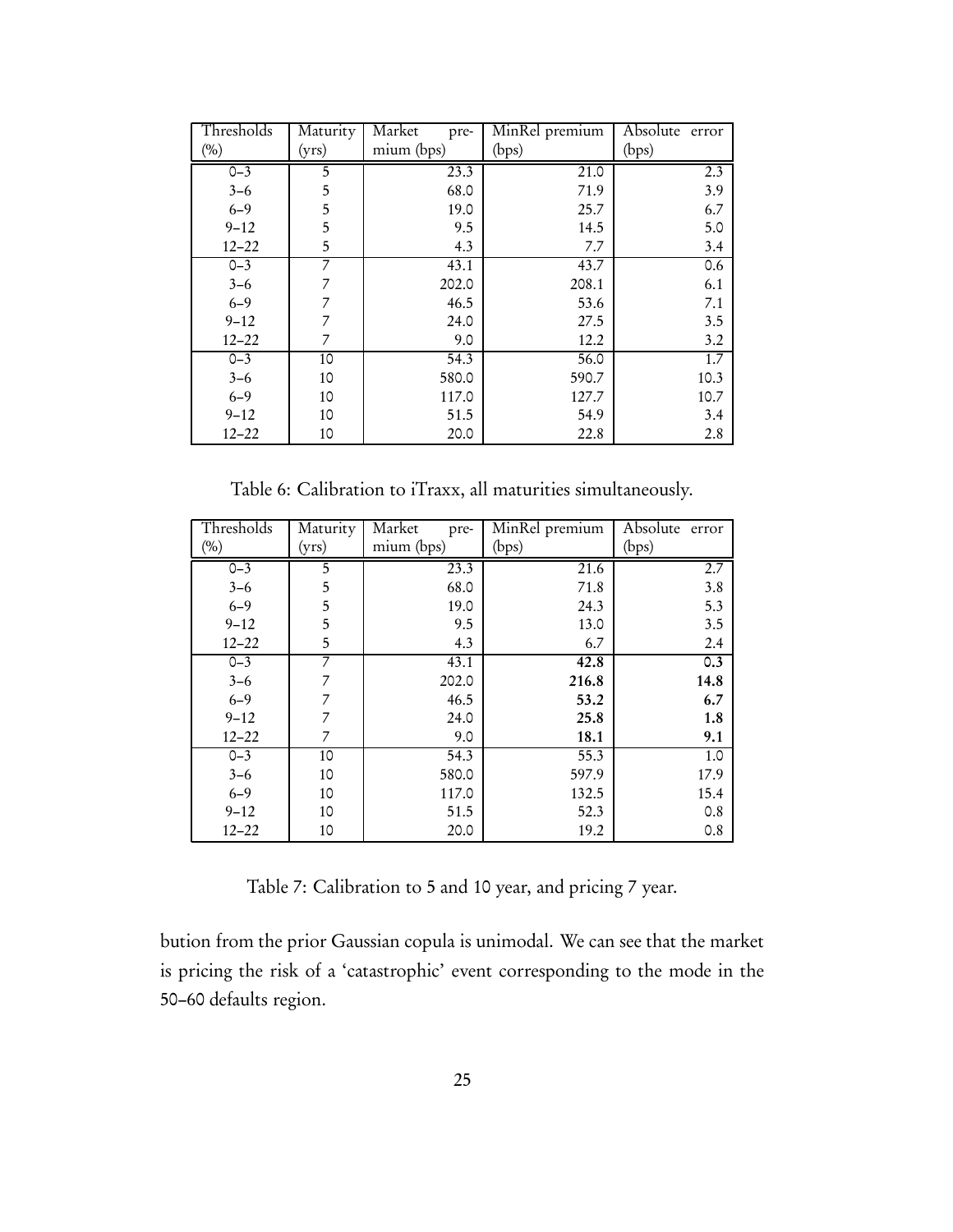| Thresholds (%) | Maturity (yrs) | Market premium (bps) | MinRel premium (bps) | Absolute error (bps) |
|---|---|---|---|---|
| 0–3 | 5 | 23.3 | 21.0 | 2.3 |
| 3–6 | 5 | 68.0 | 71.9 | 3.9 |
| 6–9 | 5 | 19.0 | 25.7 | 6.7 |
| 9–12 | 5 | 9.5 | 14.5 | 5.0 |
| 12–22 | 5 | 4.3 | 7.7 | 3.4 |
| 0–3 | 7 | 43.1 | 43.7 | 0.6 |
| 3–6 | 7 | 202.0 | 208.1 | 6.1 |
| 6–9 | 7 | 46.5 | 53.6 | 7.1 |
| 9–12 | 7 | 24.0 | 27.5 | 3.5 |
| 12–22 | 7 | 9.0 | 12.2 | 3.2 |
| 0–3 | 10 | 54.3 | 56.0 | 1.7 |
| 3–6 | 10 | 580.0 | 590.7 | 10.3 |
| 6–9 | 10 | 117.0 | 127.7 | 10.7 |
| 9–12 | 10 | 51.5 | 54.9 | 3.4 |
| 12–22 | 10 | 20.0 | 22.8 | 2.8 |

Table 6: Calibration to iTraxx, all maturities simultaneously.

| Thresholds (%) | Maturity (yrs) | Market premium (bps) | MinRel premium (bps) | Absolute error (bps) |
|---|---|---|---|---|
| 0–3 | 5 | 23.3 | 21.6 | 2.7 |
| 3–6 | 5 | 68.0 | 71.8 | 3.8 |
| 6–9 | 5 | 19.0 | 24.3 | 5.3 |
| 9–12 | 5 | 9.5 | 13.0 | 3.5 |
| 12–22 | 5 | 4.3 | 6.7 | 2.4 |
| 0–3 | 7 | 43.1 | **42.8** | **0.3** |
| 3–6 | 7 | 202.0 | **216.8** | **14.8** |
| 6–9 | 7 | 46.5 | **53.2** | **6.7** |
| 9–12 | 7 | 24.0 | **25.8** | **1.8** |
| 12–22 | 7 | 9.0 | **18.1** | **9.1** |
| 0–3 | 10 | 54.3 | 55.3 | 1.0 |
| 3–6 | 10 | 580.0 | 597.9 | 17.9 |
| 6–9 | 10 | 117.0 | 132.5 | 15.4 |
| 9–12 | 10 | 51.5 | 52.3 | 0.8 |
| 12–22 | 10 | 20.0 | 19.2 | 0.8 |

Table 7: Calibration to 5 and 10 year, and pricing 7 year.

bution from the prior Gaussian copula is unimodal. We can see that the market is pricing the risk of a 'catastrophic' event corresponding to the mode in the 50–60 defaults region.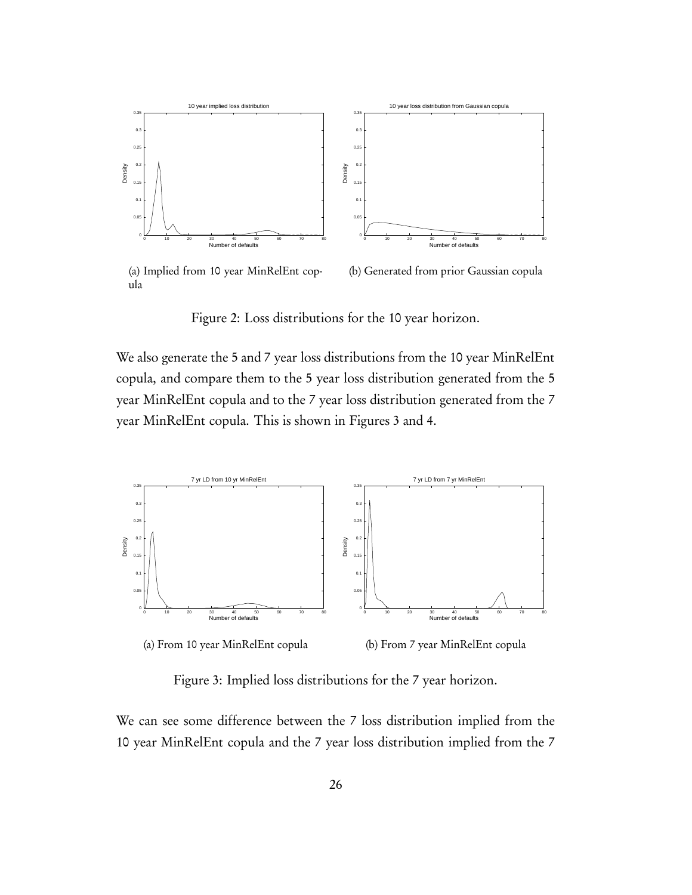(a) Implied from 10 year MinRelEnt copula

(b) Generated from prior Gaussian copula

Figure 2: Loss distributions for the 10 year horizon.

We also generate the 5 and 7 year loss distributions from the 10 year MinRelEnt copula, and compare them to the 5 year loss distribution generated from the 5 year MinRelEnt copula and to the 7 year loss distribution generated from the 7 year MinRelEnt copula. This is shown in Figures 3 and 4.

(a) From 10 year MinRelEnt copula

(b) From 7 year MinRelEnt copula

Figure 3: Implied loss distributions for the 7 year horizon.

We can see some difference between the 7 loss distribution implied from the 10 year MinRelEnt copula and the 7 year loss distribution implied from the 7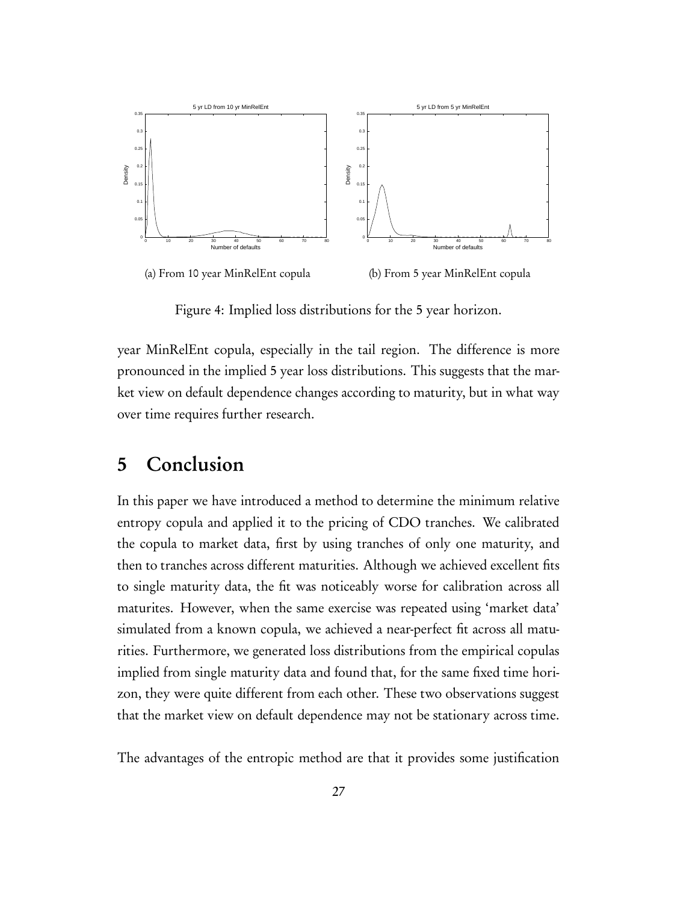(a) From 10 year MinRelEnt copula

(b) From 5 year MinRelEnt copula

Figure 4: Implied loss distributions for the 5 year horizon.

year MinRelEnt copula, especially in the tail region. The difference is more pronounced in the implied 5 year loss distributions. This suggests that the market view on default dependence changes according to maturity, but in what way over time requires further research.

# 5 Conclusion

In this paper we have introduced a method to determine the minimum relative entropy copula and applied it to the pricing of CDO tranches. We calibrated the copula to market data, first by using tranches of only one maturity, and then to tranches across different maturities. Although we achieved excellent fits to single maturity data, the fit was noticeably worse for calibration across all maturites. However, when the same exercise was repeated using 'market data' simulated from a known copula, we achieved a near-perfect fit across all maturities. Furthermore, we generated loss distributions from the empirical copulas implied from single maturity data and found that, for the same fixed time horizon, they were quite different from each other. These two observations suggest that the market view on default dependence may not be stationary across time.

The advantages of the entropic method are that it provides some justification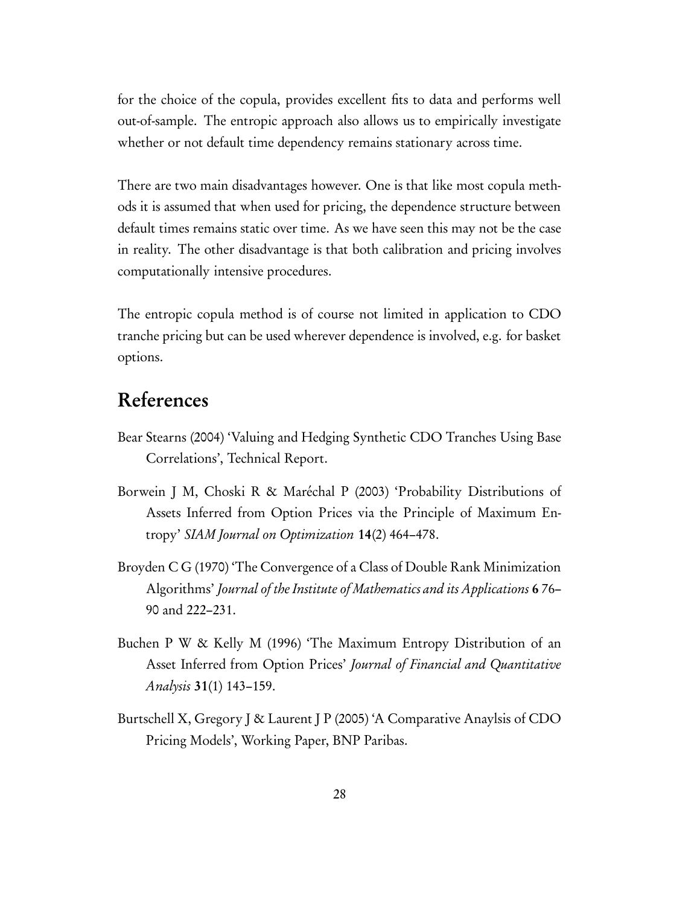for the choice of the copula, provides excellent fits to data and performs well out-of-sample. The entropic approach also allows us to empirically investigate whether or not default time dependency remains stationary across time.

There are two main disadvantages however. One is that like most copula methods it is assumed that when used for pricing, the dependence structure between default times remains static over time. As we have seen this may not be the case in reality. The other disadvantage is that both calibration and pricing involves computationally intensive procedures.

The entropic copula method is of course not limited in application to CDO tranche pricing but can be used wherever dependence is involved, e.g. for basket options.

# References

Bear Stearns (2004) 'Valuing and Hedging Synthetic CDO Tranches Using Base Correlations', Technical Report.

Borwein J M, Choski R & Maréchal P (2003) 'Probability Distributions of Assets Inferred from Option Prices via the Principle of Maximum Entropy' *SIAM Journal on Optimization* **14**(2) 464–478.

Broyden C G (1970) 'The Convergence of a Class of Double Rank Minimization Algorithms' *Journal of the Institute of Mathematics and its Applications* **6** 76–90 and 222–231.

Buchen P W & Kelly M (1996) 'The Maximum Entropy Distribution of an Asset Inferred from Option Prices' *Journal of Financial and Quantitative Analysis* **31**(1) 143–159.

Burtschell X, Gregory J & Laurent J P (2005) 'A Comparative Anaylsis of CDO Pricing Models', Working Paper, BNP Paribas.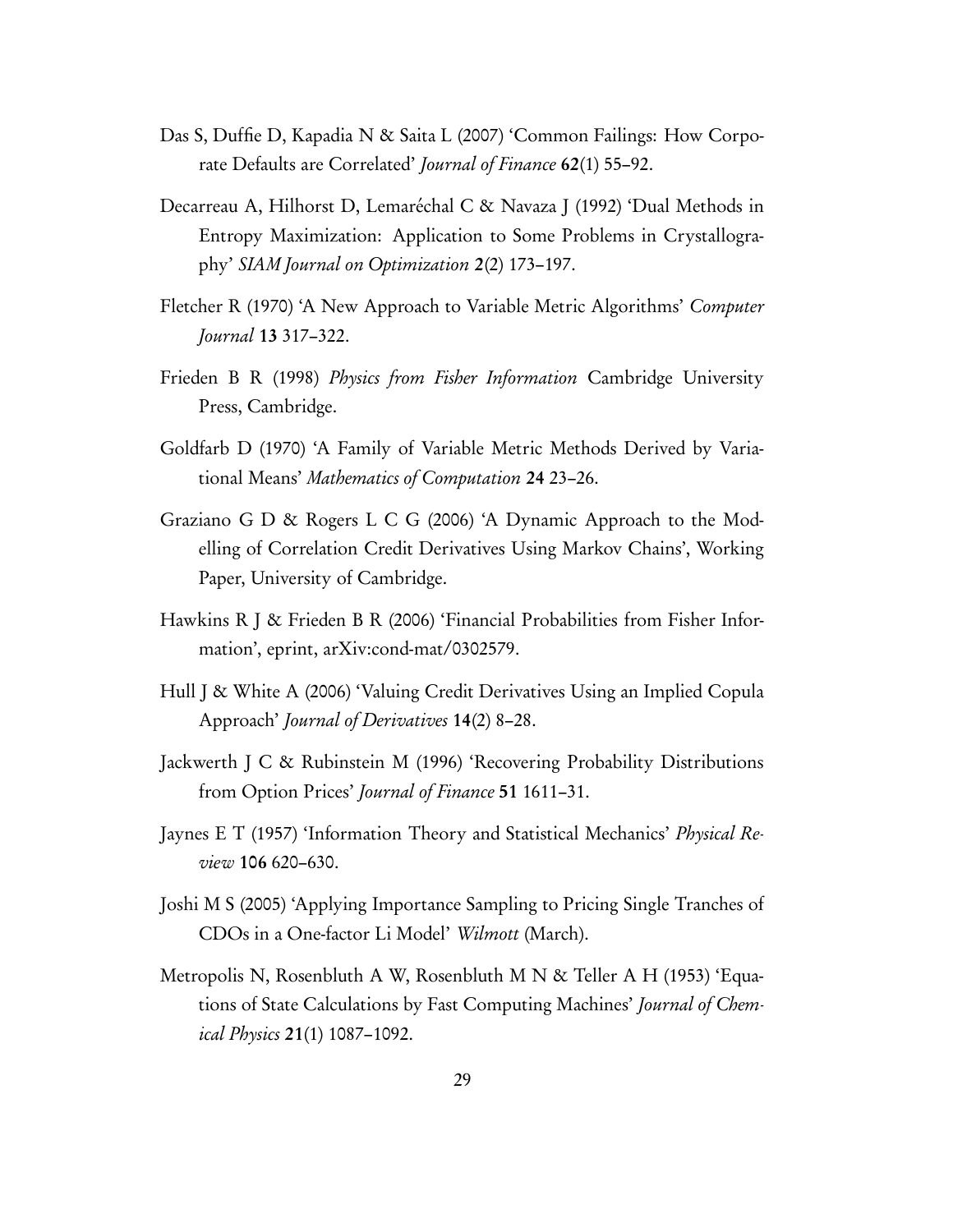Das S, Duffie D, Kapadia N & Saita L (2007) 'Common Failings: How Corporate Defaults are Correlated' *Journal of Finance* **62**(1) 55–92.

Decarreau A, Hilhorst D, Lemaréchal C & Navaza J (1992) 'Dual Methods in Entropy Maximization: Application to Some Problems in Crystallography' *SIAM Journal on Optimization* **2**(2) 173–197.

Fletcher R (1970) 'A New Approach to Variable Metric Algorithms' *Computer Journal* **13** 317–322.

Frieden B R (1998) *Physics from Fisher Information* Cambridge University Press, Cambridge.

Goldfarb D (1970) 'A Family of Variable Metric Methods Derived by Variational Means' *Mathematics of Computation* **24** 23–26.

Graziano G D & Rogers L C G (2006) 'A Dynamic Approach to the Modelling of Correlation Credit Derivatives Using Markov Chains', Working Paper, University of Cambridge.

Hawkins R J & Frieden B R (2006) 'Financial Probabilities from Fisher Information', eprint, arXiv:cond-mat/0302579.

Hull J & White A (2006) 'Valuing Credit Derivatives Using an Implied Copula Approach' *Journal of Derivatives* **14**(2) 8–28.

Jackwerth J C & Rubinstein M (1996) 'Recovering Probability Distributions from Option Prices' *Journal of Finance* **51** 1611–31.

Jaynes E T (1957) 'Information Theory and Statistical Mechanics' *Physical Review* **106** 620–630.

Joshi M S (2005) 'Applying Importance Sampling to Pricing Single Tranches of CDOs in a One-factor Li Model' *Wilmott* (March).

Metropolis N, Rosenbluth A W, Rosenbluth M N & Teller A H (1953) 'Equations of State Calculations by Fast Computing Machines' *Journal of Chemical Physics* **21**(1) 1087–1092.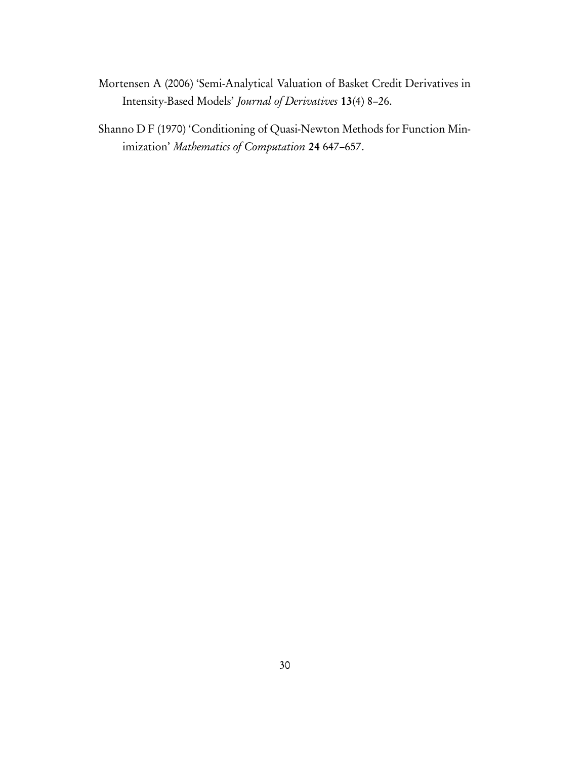Mortensen A (2006) 'Semi-Analytical Valuation of Basket Credit Derivatives in Intensity-Based Models' *Journal of Derivatives* **13**(4) 8–26.

Shanno D F (1970) 'Conditioning of Quasi-Newton Methods for Function Minimization' *Mathematics of Computation* **24** 647–657.